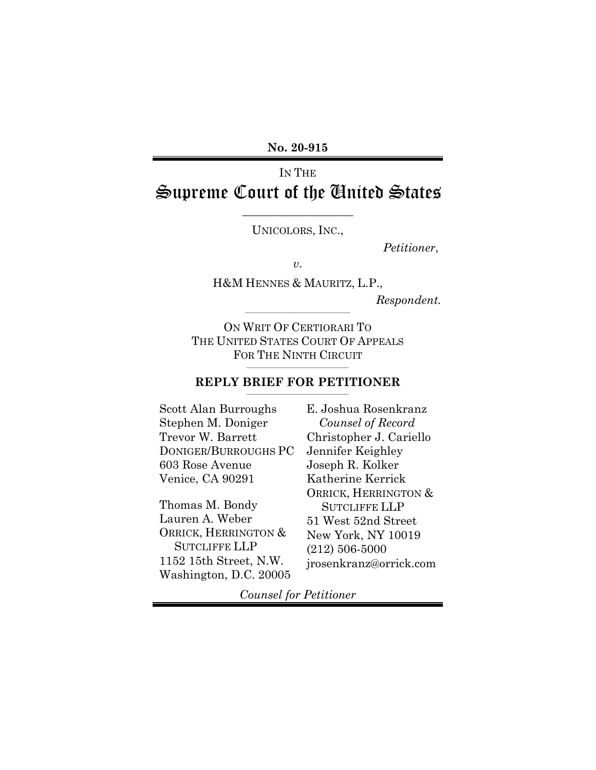**No. 20-915**

IN THE

# Supreme Court of the United States

UNICOLORS, INC.,

*Petitioner*,

*v.*

H&M HENNES & MAURITZ, L.P.,

*Respondent.*

ON WRIT OF CERTIORARI TO
THE UNITED STATES COURT OF APPEALS
FOR THE NINTH CIRCUIT

**REPLY BRIEF FOR PETITIONER**

Scott Alan Burroughs
Stephen M. Doniger
Trevor W. Barrett
DONIGER/BURROUGHS PC
603 Rose Avenue
Venice, CA 90291

Thomas M. Bondy
Lauren A. Weber
ORRICK, HERRINGTON &
SUTCLIFFE LLP
1152 15th Street, N.W.
Washington, D.C. 20005

E. Joshua Rosenkranz
*Counsel of Record*
Christopher J. Cariello
Jennifer Keighley
Joseph R. Kolker
Katherine Kerrick
ORRICK, HERRINGTON &
SUTCLIFFE LLP
51 West 52nd Street
New York, NY 10019
(212) 506-5000
jrosenkranz@orrick.com

*Counsel for Petitioner*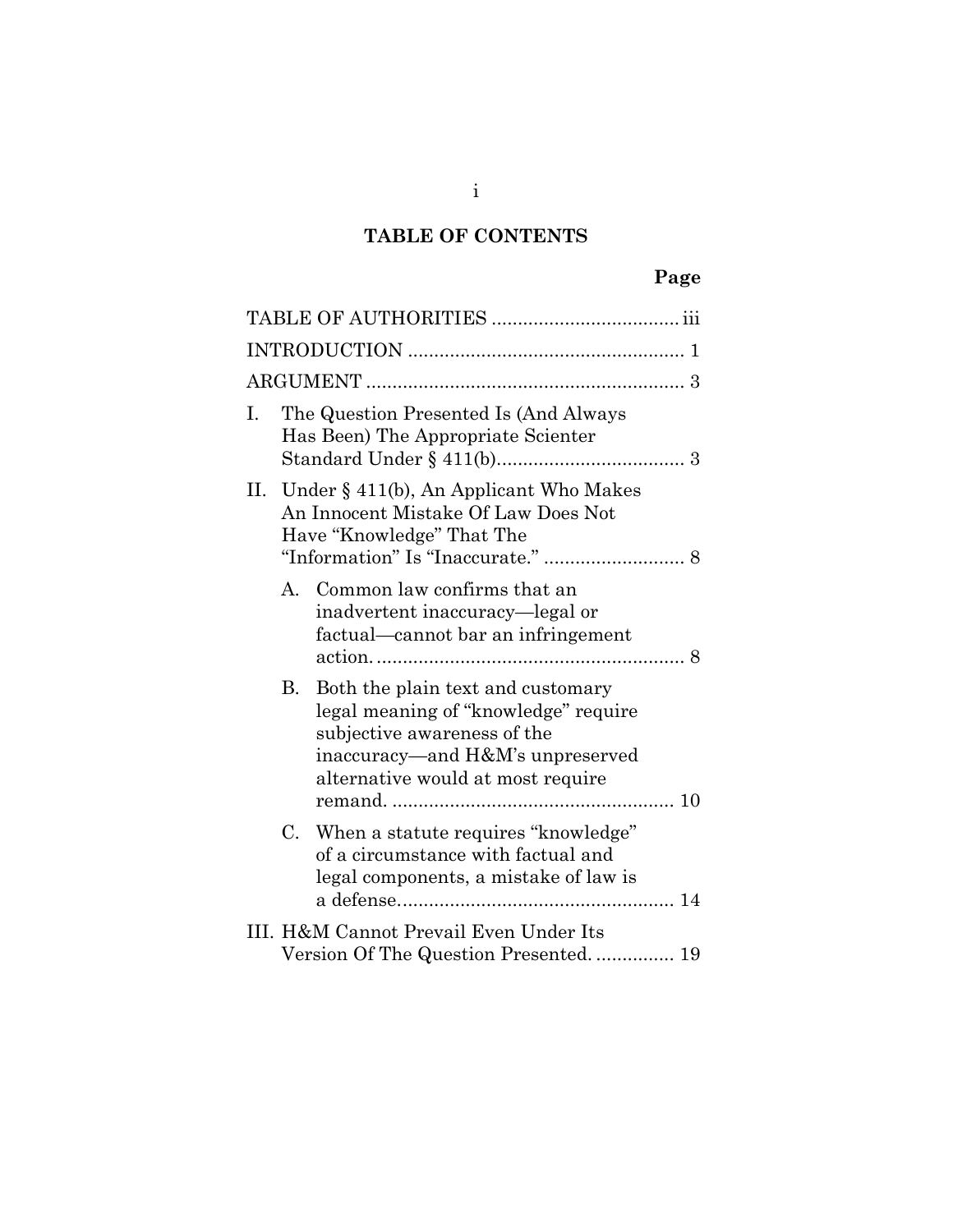## TABLE OF CONTENTS

| | Page |
|---|---|
| TABLE OF AUTHORITIES | iii |
| INTRODUCTION | 1 |
| ARGUMENT | 3 |
| I. The Question Presented Is (And Always Has Been) The Appropriate Scienter Standard Under § 411(b) | 3 |
| II. Under § 411(b), An Applicant Who Makes An Innocent Mistake Of Law Does Not Have "Knowledge" That The "Information" Is "Inaccurate." | 8 |
| A. Common law confirms that an inadvertent inaccuracy—legal or factual—cannot bar an infringement action. | 8 |
| B. Both the plain text and customary legal meaning of "knowledge" require subjective awareness of the inaccuracy—and H&M's unpreserved alternative would at most require remand. | 10 |
| C. When a statute requires "knowledge" of a circumstance with factual and legal components, a mistake of law is a defense. | 14 |
| III. H&M Cannot Prevail Even Under Its Version Of The Question Presented. | 19 |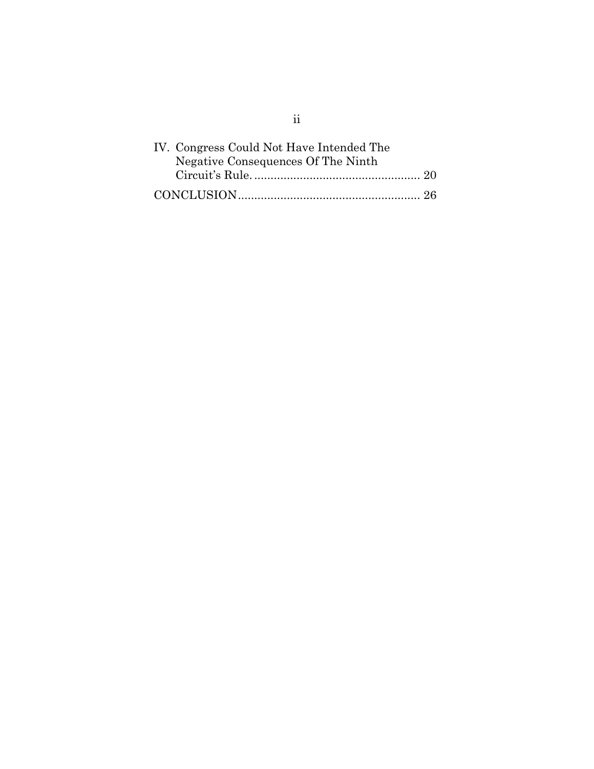IV. Congress Could Not Have Intended The Negative Consequences Of The Ninth Circuit's Rule. .................................................. 20

CONCLUSION ....................................................... 26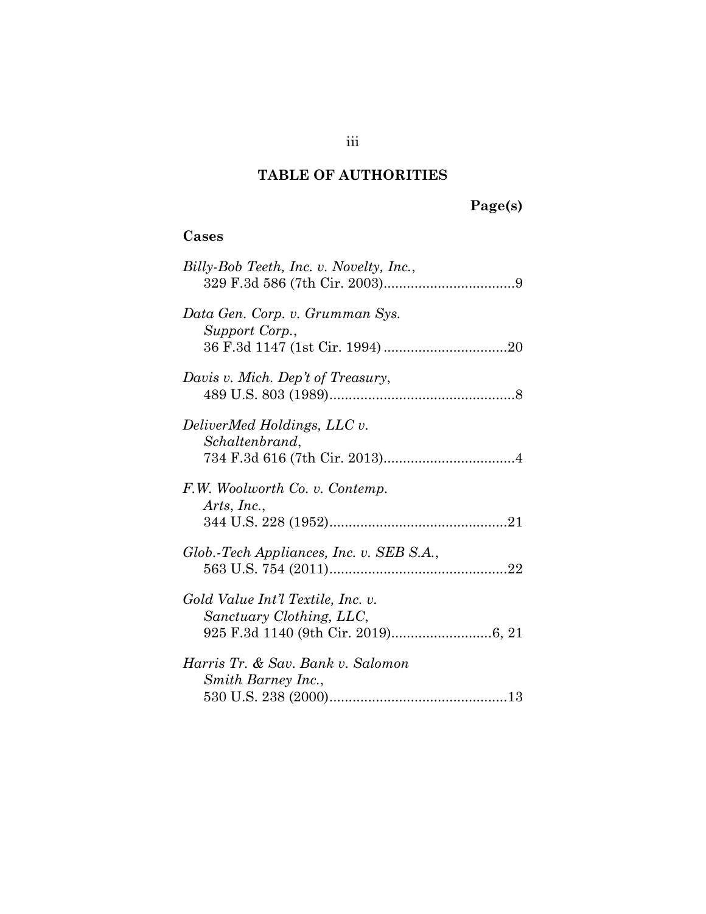## TABLE OF AUTHORITIES

**Page(s)**

### Cases

*Billy-Bob Teeth, Inc. v. Novelty, Inc.*, 329 F.3d 586 (7th Cir. 2003)..................................9

*Data Gen. Corp. v. Grumman Sys. Support Corp.*, 36 F.3d 1147 (1st Cir. 1994) ................................20

*Davis v. Mich. Dep't of Treasury*, 489 U.S. 803 (1989)................................................8

*DeliverMed Holdings, LLC v. Schaltenbrand*, 734 F.3d 616 (7th Cir. 2013)..................................4

*F.W. Woolworth Co. v. Contemp. Arts, Inc.*, 344 U.S. 228 (1952)..............................................21

*Glob.-Tech Appliances, Inc. v. SEB S.A.*, 563 U.S. 754 (2011)..............................................22

*Gold Value Int'l Textile, Inc. v. Sanctuary Clothing, LLC*, 925 F.3d 1140 (9th Cir. 2019)..........................6, 21

*Harris Tr. & Sav. Bank v. Salomon Smith Barney Inc.*, 530 U.S. 238 (2000)..............................................13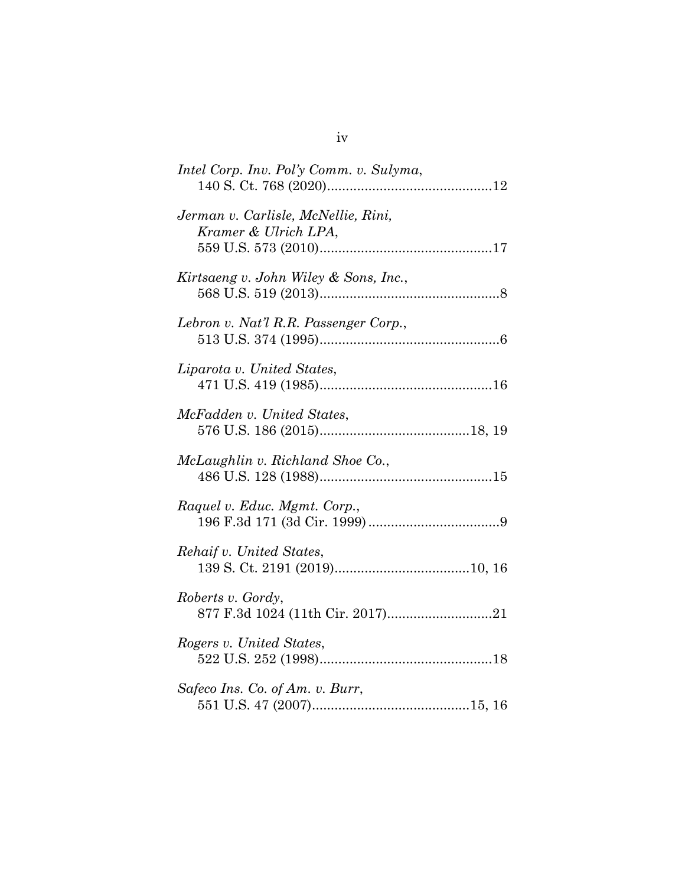*Intel Corp. Inv. Pol'y Comm. v. Sulyma*,
140 S. Ct. 768 (2020)............................................12

*Jerman v. Carlisle, McNellie, Rini, Kramer & Ulrich LPA*,
559 U.S. 573 (2010)..............................................17

*Kirtsaeng v. John Wiley & Sons, Inc.*,
568 U.S. 519 (2013)................................................8

*Lebron v. Nat'l R.R. Passenger Corp.*,
513 U.S. 374 (1995)................................................6

*Liparota v. United States*,
471 U.S. 419 (1985)..............................................16

*McFadden v. United States*,
576 U.S. 186 (2015)........................................18, 19

*McLaughlin v. Richland Shoe Co.*,
486 U.S. 128 (1988)..............................................15

*Raquel v. Educ. Mgmt. Corp.*,
196 F.3d 171 (3d Cir. 1999) ...................................9

*Rehaif v. United States*,
139 S. Ct. 2191 (2019)....................................10, 16

*Roberts v. Gordy*,
877 F.3d 1024 (11th Cir. 2017)............................21

*Rogers v. United States*,
522 U.S. 252 (1998)..............................................18

*Safeco Ins. Co. of Am. v. Burr*,
551 U.S. 47 (2007)..........................................15, 16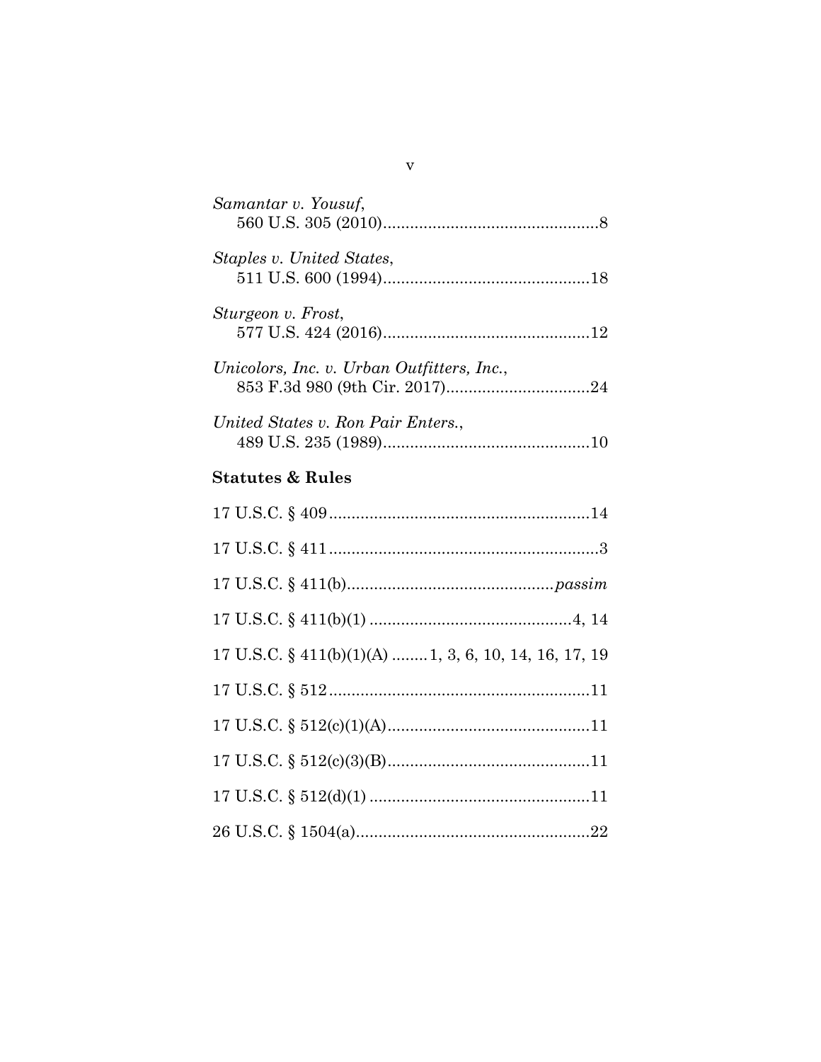*Samantar v. Yousuf*,
560 U.S. 305 (2010)................................................8

*Staples v. United States*,
511 U.S. 600 (1994)..............................................18

*Sturgeon v. Frost*,
577 U.S. 424 (2016)..............................................12

*Unicolors, Inc. v. Urban Outfitters, Inc.*,
853 F.3d 980 (9th Cir. 2017)................................24

*United States v. Ron Pair Enters.*,
489 U.S. 235 (1989)..............................................10

**Statutes & Rules**

17 U.S.C. § 409..........................................................14

17 U.S.C. § 411............................................................3

17 U.S.C. § 411(b).............................................*passim*

17 U.S.C. § 411(b)(1) .............................................4, 14

17 U.S.C. § 411(b)(1)(A) ........1, 3, 6, 10, 14, 16, 17, 19

17 U.S.C. § 512..........................................................11

17 U.S.C. § 512(c)(1)(A).............................................11

17 U.S.C. § 512(c)(3)(B).............................................11

17 U.S.C. § 512(d)(1) .................................................11

26 U.S.C. § 1504(a)....................................................22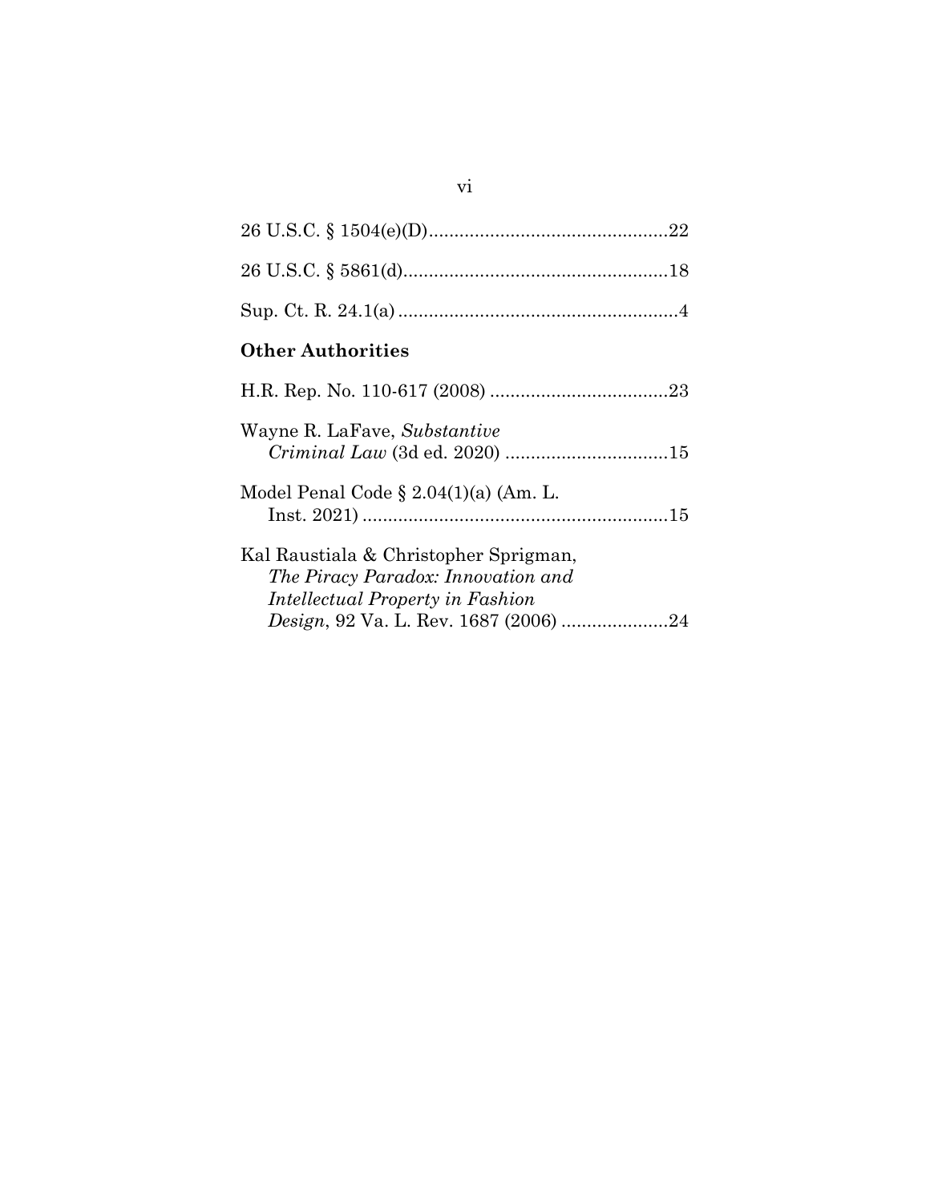26 U.S.C. § 1504(e)(D)..............................................22

26 U.S.C. § 5861(d)...................................................18

Sup. Ct. R. 24.1(a).......................................................4

**Other Authorities**

H.R. Rep. No. 110-617 (2008) ..................................23

Wayne R. LaFave, *Substantive Criminal Law* (3d ed. 2020) ................................15

Model Penal Code § 2.04(1)(a) (Am. L. Inst. 2021) ............................................................15

Kal Raustiala & Christopher Sprigman, *The Piracy Paradox: Innovation and Intellectual Property in Fashion Design*, 92 Va. L. Rev. 1687 (2006) .....................24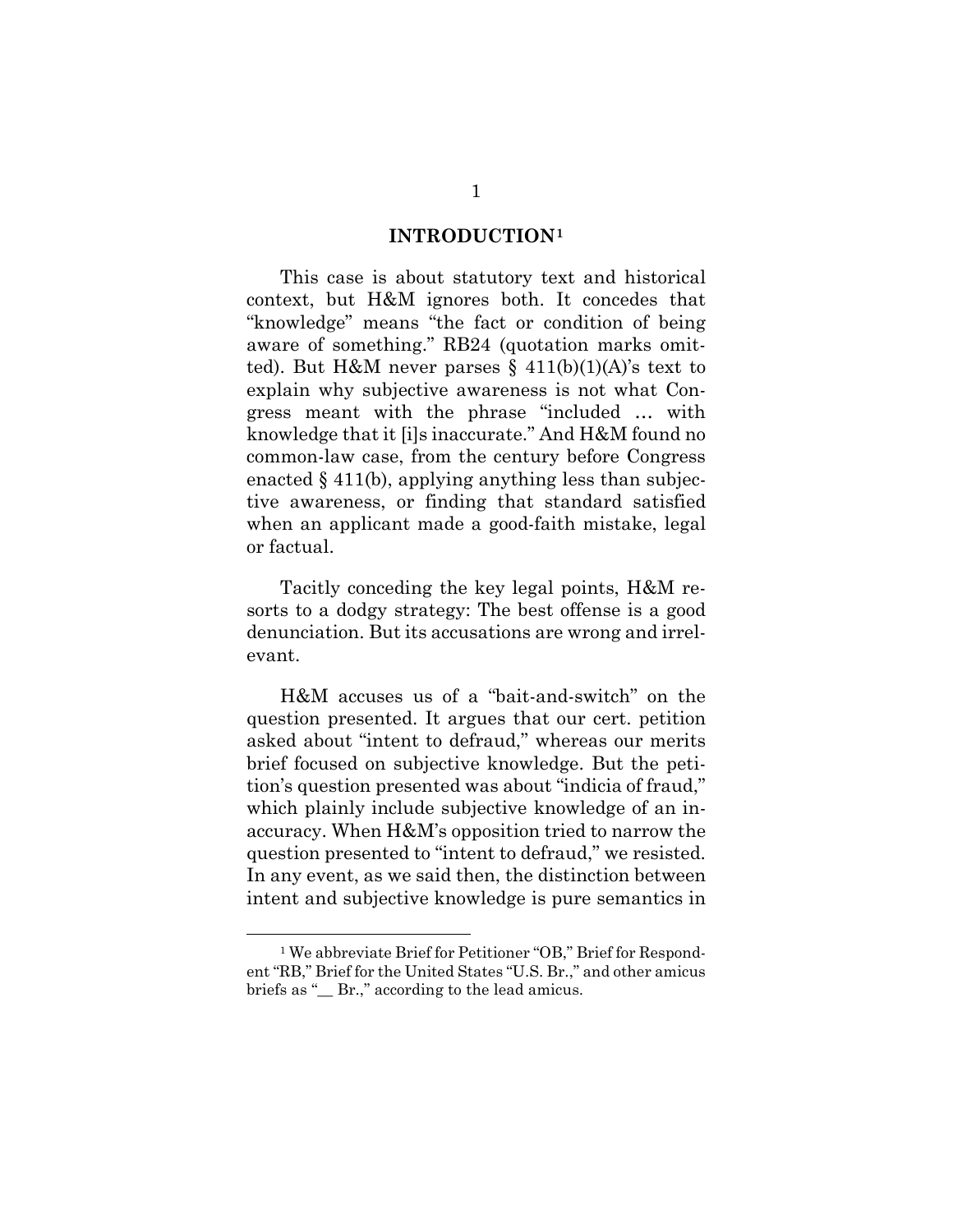## INTRODUCTION[1]

This case is about statutory text and historical context, but H&M ignores both. It concedes that "knowledge" means "the fact or condition of being aware of something." RB24 (quotation marks omitted). But H&M never parses § 411(b)(1)(A)'s text to explain why subjective awareness is not what Congress meant with the phrase "included … with knowledge that it [i]s inaccurate." And H&M found no common-law case, from the century before Congress enacted § 411(b), applying anything less than subjective awareness, or finding that standard satisfied when an applicant made a good-faith mistake, legal or factual.

Tacitly conceding the key legal points, H&M resorts to a dodgy strategy: The best offense is a good denunciation. But its accusations are wrong and irrelevant.

H&M accuses us of a "bait-and-switch" on the question presented. It argues that our cert. petition asked about "intent to defraud," whereas our merits brief focused on subjective knowledge. But the petition's question presented was about "indicia of fraud," which plainly include subjective knowledge of an inaccuracy. When H&M's opposition tried to narrow the question presented to "intent to defraud," we resisted. In any event, as we said then, the distinction between intent and subjective knowledge is pure semantics in

[1] We abbreviate Brief for Petitioner "OB," Brief for Respondent "RB," Brief for the United States "U.S. Br.," and other amicus briefs as "__ Br.," according to the lead amicus.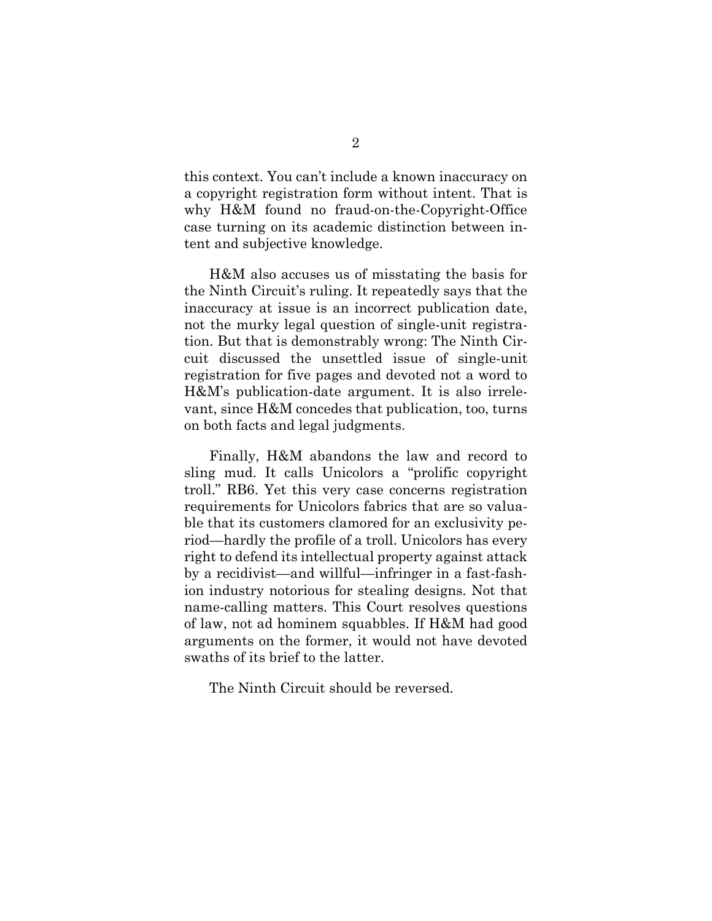this context. You can't include a known inaccuracy on a copyright registration form without intent. That is why H&M found no fraud-on-the-Copyright-Office case turning on its academic distinction between intent and subjective knowledge.

H&M also accuses us of misstating the basis for the Ninth Circuit's ruling. It repeatedly says that the inaccuracy at issue is an incorrect publication date, not the murky legal question of single-unit registration. But that is demonstrably wrong: The Ninth Circuit discussed the unsettled issue of single-unit registration for five pages and devoted not a word to H&M's publication-date argument. It is also irrelevant, since H&M concedes that publication, too, turns on both facts and legal judgments.

Finally, H&M abandons the law and record to sling mud. It calls Unicolors a "prolific copyright troll." RB6. Yet this very case concerns registration requirements for Unicolors fabrics that are so valuable that its customers clamored for an exclusivity period—hardly the profile of a troll. Unicolors has every right to defend its intellectual property against attack by a recidivist—and willful—infringer in a fast-fashion industry notorious for stealing designs. Not that name-calling matters. This Court resolves questions of law, not ad hominem squabbles. If H&M had good arguments on the former, it would not have devoted swaths of its brief to the latter.

The Ninth Circuit should be reversed.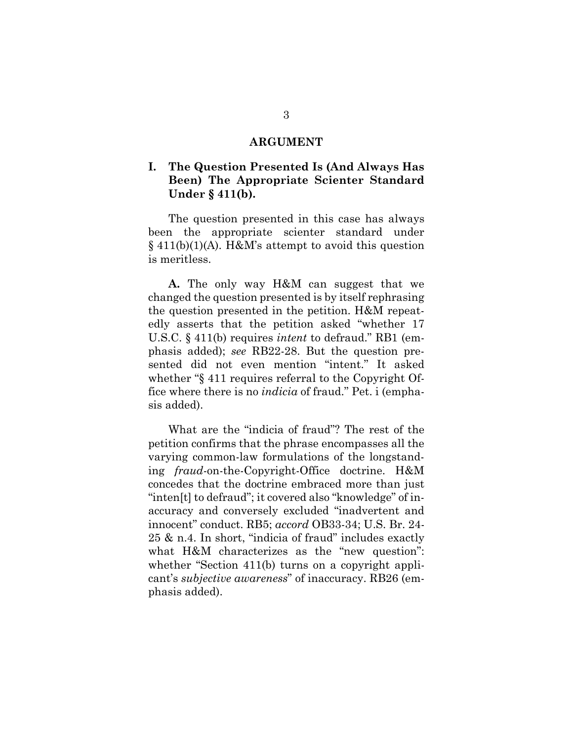## ARGUMENT

### I. The Question Presented Is (And Always Has Been) The Appropriate Scienter Standard Under § 411(b).

The question presented in this case has always been the appropriate scienter standard under § 411(b)(1)(A). H&M's attempt to avoid this question is meritless.

**A.** The only way H&M can suggest that we changed the question presented is by itself rephrasing the question presented in the petition. H&M repeatedly asserts that the petition asked "whether 17 U.S.C. § 411(b) requires *intent* to defraud." RB1 (emphasis added); *see* RB22-28. But the question presented did not even mention "intent." It asked whether "§ 411 requires referral to the Copyright Office where there is no *indicia* of fraud." Pet. i (emphasis added).

What are the "indicia of fraud"? The rest of the petition confirms that the phrase encompasses all the varying common-law formulations of the longstanding *fraud*-on-the-Copyright-Office doctrine. H&M concedes that the doctrine embraced more than just "inten[t] to defraud"; it covered also "knowledge" of inaccuracy and conversely excluded "inadvertent and innocent" conduct. RB5; *accord* OB33-34; U.S. Br. 24-25 & n.4. In short, "indicia of fraud" includes exactly what H&M characterizes as the "new question": whether "Section 411(b) turns on a copyright applicant's *subjective awareness*" of inaccuracy. RB26 (emphasis added).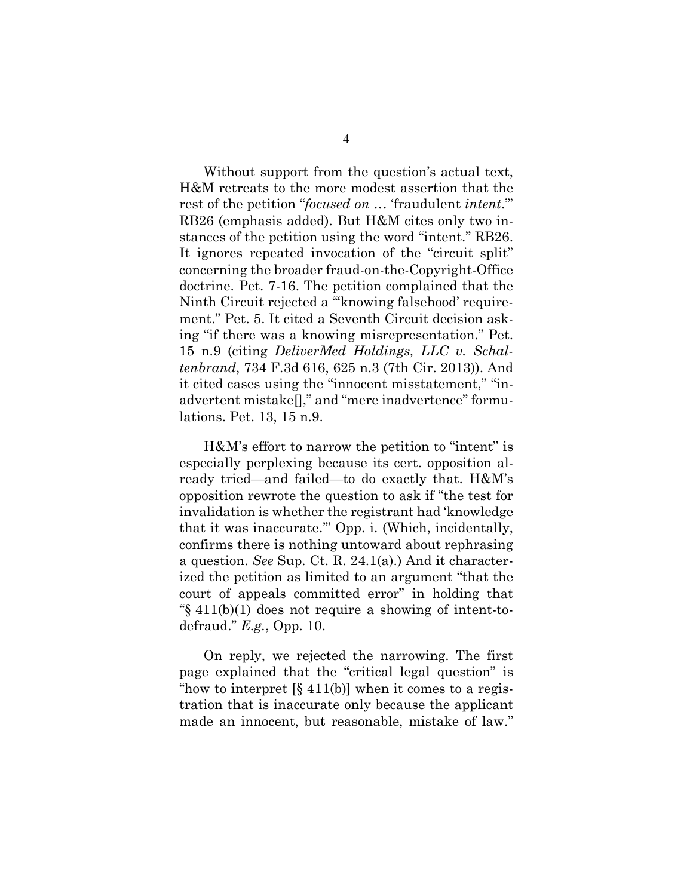Without support from the question's actual text, H&M retreats to the more modest assertion that the rest of the petition "*focused on* … 'fraudulent *intent*.'" RB26 (emphasis added). But H&M cites only two instances of the petition using the word "intent." RB26. It ignores repeated invocation of the "circuit split" concerning the broader fraud-on-the-Copyright-Office doctrine. Pet. 7-16. The petition complained that the Ninth Circuit rejected a "'knowing falsehood' requirement." Pet. 5. It cited a Seventh Circuit decision asking "if there was a knowing misrepresentation." Pet. 15 n.9 (citing *DeliverMed Holdings, LLC v. Schaltenbrand*, 734 F.3d 616, 625 n.3 (7th Cir. 2013)). And it cited cases using the "innocent misstatement," "inadvertent mistake[]," and "mere inadvertence" formulations. Pet. 13, 15 n.9.

H&M's effort to narrow the petition to "intent" is especially perplexing because its cert. opposition already tried—and failed—to do exactly that. H&M's opposition rewrote the question to ask if "the test for invalidation is whether the registrant had 'knowledge that it was inaccurate.'" Opp. i. (Which, incidentally, confirms there is nothing untoward about rephrasing a question. *See* Sup. Ct. R. 24.1(a).) And it characterized the petition as limited to an argument "that the court of appeals committed error" in holding that "§ 411(b)(1) does not require a showing of intent-to-defraud." *E.g.*, Opp. 10.

On reply, we rejected the narrowing. The first page explained that the "critical legal question" is "how to interpret [§ 411(b)] when it comes to a registration that is inaccurate only because the applicant made an innocent, but reasonable, mistake of law."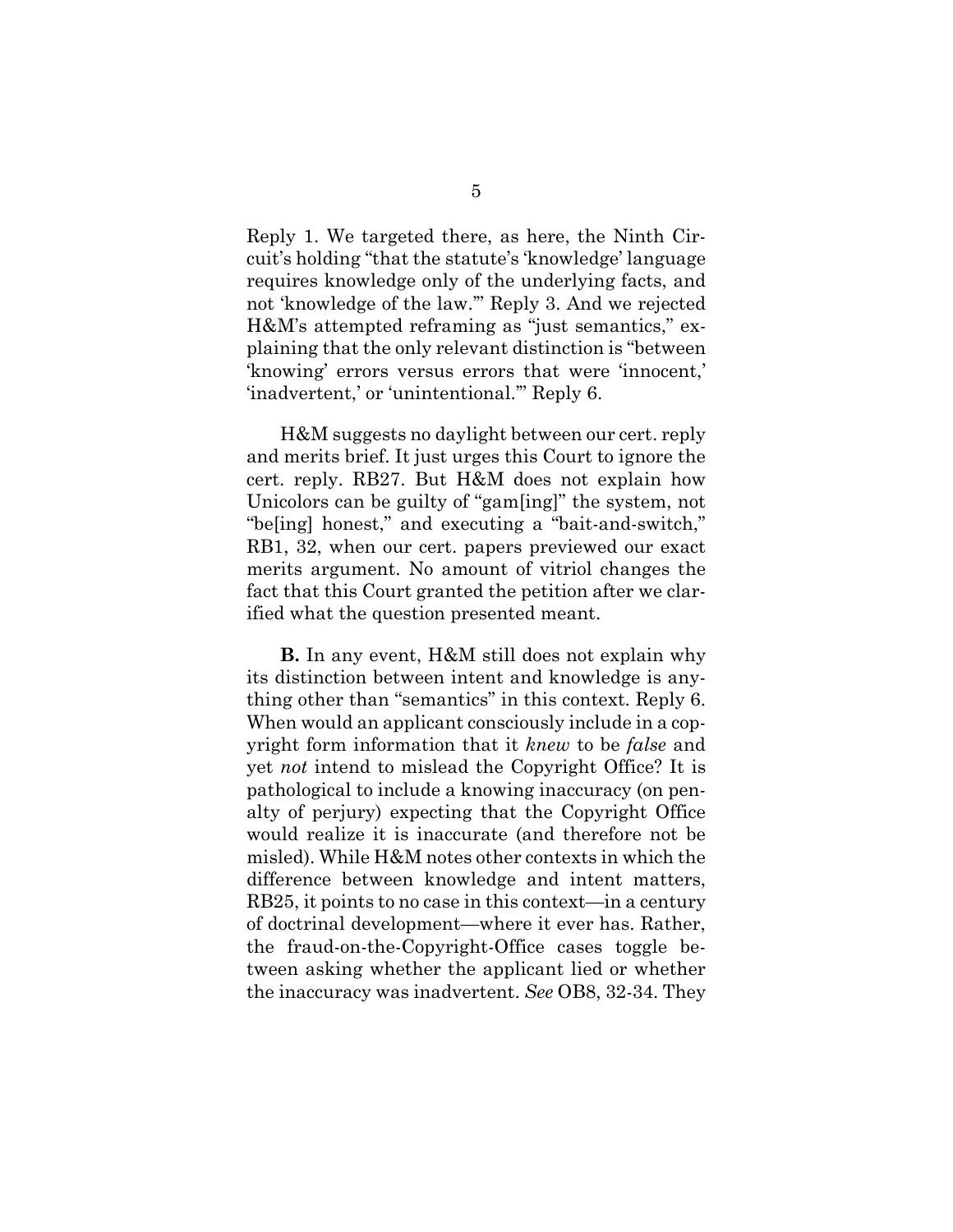Reply 1. We targeted there, as here, the Ninth Circuit's holding "that the statute's 'knowledge' language requires knowledge only of the underlying facts, and not 'knowledge of the law.'" Reply 3. And we rejected H&M's attempted reframing as "just semantics," explaining that the only relevant distinction is "between 'knowing' errors versus errors that were 'innocent,' 'inadvertent,' or 'unintentional.'" Reply 6.

H&M suggests no daylight between our cert. reply and merits brief. It just urges this Court to ignore the cert. reply. RB27. But H&M does not explain how Unicolors can be guilty of "gam[ing]" the system, not "be[ing] honest," and executing a "bait-and-switch," RB1, 32, when our cert. papers previewed our exact merits argument. No amount of vitriol changes the fact that this Court granted the petition after we clarified what the question presented meant.

**B.** In any event, H&M still does not explain why its distinction between intent and knowledge is anything other than "semantics" in this context. Reply 6. When would an applicant consciously include in a copyright form information that it *knew* to be *false* and yet *not* intend to mislead the Copyright Office? It is pathological to include a knowing inaccuracy (on penalty of perjury) expecting that the Copyright Office would realize it is inaccurate (and therefore not be misled). While H&M notes other contexts in which the difference between knowledge and intent matters, RB25, it points to no case in this context—in a century of doctrinal development—where it ever has. Rather, the fraud-on-the-Copyright-Office cases toggle between asking whether the applicant lied or whether the inaccuracy was inadvertent. *See* OB8, 32-34. They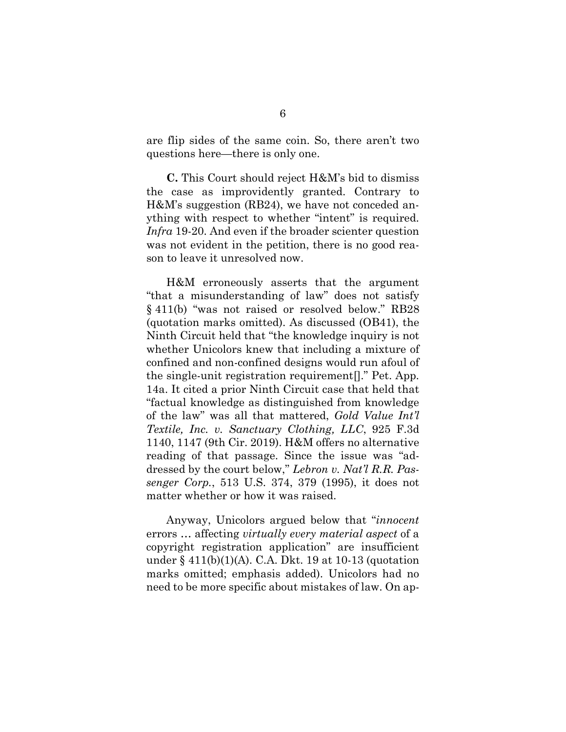are flip sides of the same coin. So, there aren't two questions here—there is only one.

**C.** This Court should reject H&M's bid to dismiss the case as improvidently granted. Contrary to H&M's suggestion (RB24), we have not conceded anything with respect to whether "intent" is required. *Infra* 19-20. And even if the broader scienter question was not evident in the petition, there is no good reason to leave it unresolved now.

H&M erroneously asserts that the argument "that a misunderstanding of law" does not satisfy § 411(b) "was not raised or resolved below." RB28 (quotation marks omitted). As discussed (OB41), the Ninth Circuit held that "the knowledge inquiry is not whether Unicolors knew that including a mixture of confined and non-confined designs would run afoul of the single-unit registration requirement[]." Pet. App. 14a. It cited a prior Ninth Circuit case that held that "factual knowledge as distinguished from knowledge of the law" was all that mattered, *Gold Value Int'l Textile, Inc. v. Sanctuary Clothing, LLC*, 925 F.3d 1140, 1147 (9th Cir. 2019). H&M offers no alternative reading of that passage. Since the issue was "addressed by the court below," *Lebron v. Nat'l R.R. Passenger Corp.*, 513 U.S. 374, 379 (1995), it does not matter whether or how it was raised.

Anyway, Unicolors argued below that "*innocent* errors … affecting *virtually every material aspect* of a copyright registration application" are insufficient under § 411(b)(1)(A). C.A. Dkt. 19 at 10-13 (quotation marks omitted; emphasis added). Unicolors had no need to be more specific about mistakes of law. On ap-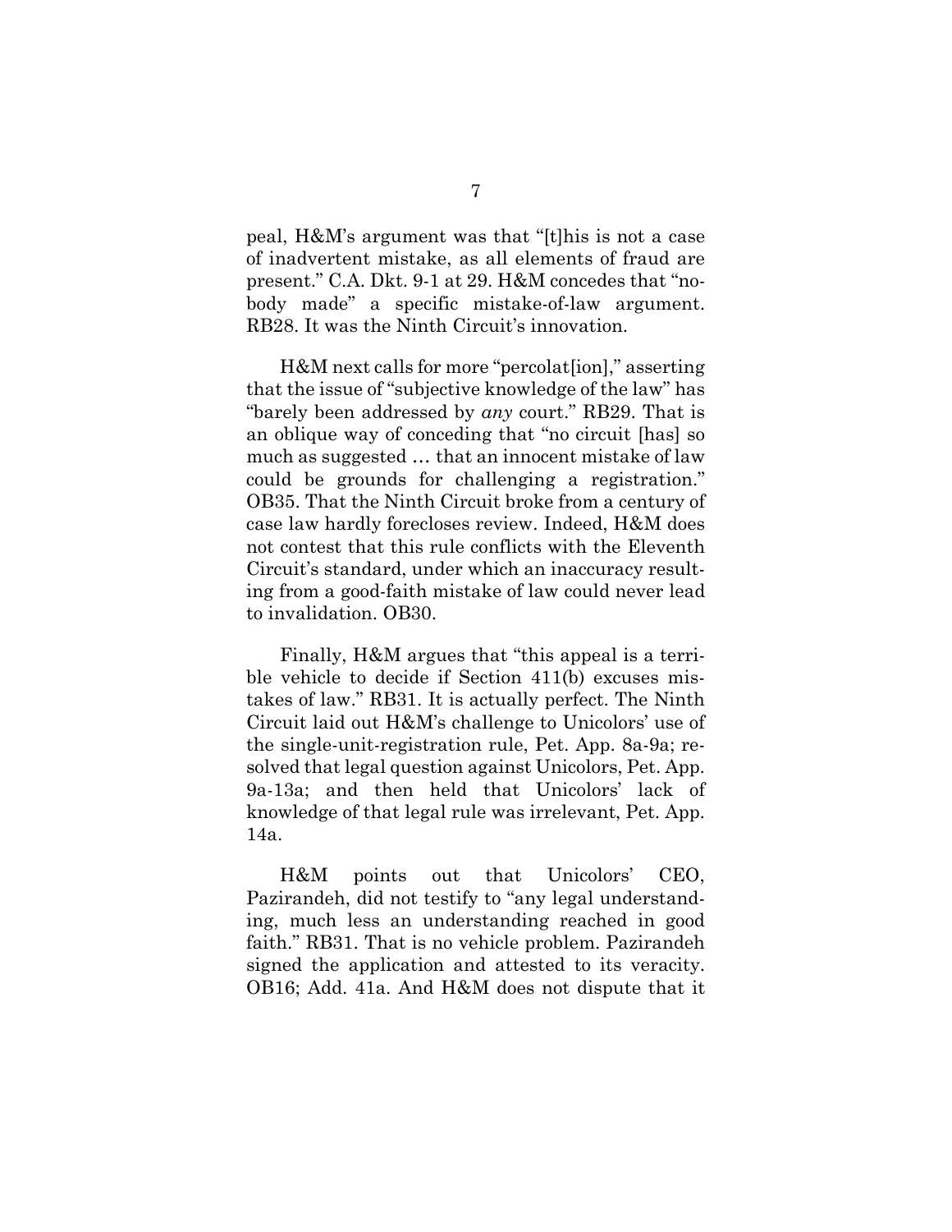peal, H&M's argument was that "[t]his is not a case of inadvertent mistake, as all elements of fraud are present." C.A. Dkt. 9-1 at 29. H&M concedes that "nobody made" a specific mistake-of-law argument. RB28. It was the Ninth Circuit's innovation.

H&M next calls for more "percolat[ion]," asserting that the issue of "subjective knowledge of the law" has "barely been addressed by *any* court." RB29. That is an oblique way of conceding that "no circuit [has] so much as suggested … that an innocent mistake of law could be grounds for challenging a registration." OB35. That the Ninth Circuit broke from a century of case law hardly forecloses review. Indeed, H&M does not contest that this rule conflicts with the Eleventh Circuit's standard, under which an inaccuracy resulting from a good-faith mistake of law could never lead to invalidation. OB30.

Finally, H&M argues that "this appeal is a terrible vehicle to decide if Section 411(b) excuses mistakes of law." RB31. It is actually perfect. The Ninth Circuit laid out H&M's challenge to Unicolors' use of the single-unit-registration rule, Pet. App. 8a-9a; resolved that legal question against Unicolors, Pet. App. 9a-13a; and then held that Unicolors' lack of knowledge of that legal rule was irrelevant, Pet. App. 14a.

H&M points out that Unicolors' CEO, Pazirandeh, did not testify to "any legal understanding, much less an understanding reached in good faith." RB31. That is no vehicle problem. Pazirandeh signed the application and attested to its veracity. OB16; Add. 41a. And H&M does not dispute that it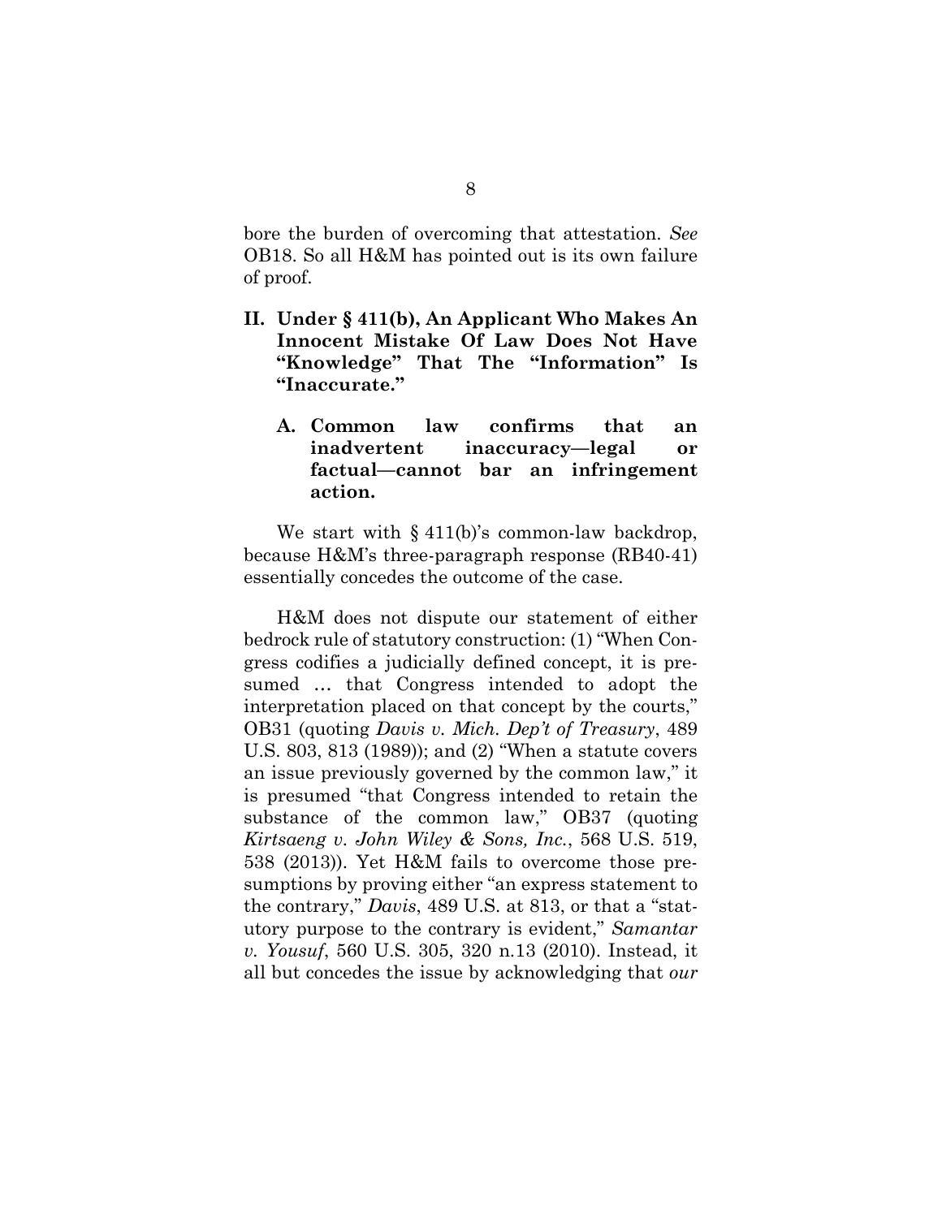bore the burden of overcoming that attestation. *See* OB18. So all H&M has pointed out is its own failure of proof.

## II. Under § 411(b), An Applicant Who Makes An Innocent Mistake Of Law Does Not Have "Knowledge" That The "Information" Is "Inaccurate."

### A. Common law confirms that an inadvertent inaccuracy—legal or factual—cannot bar an infringement action.

We start with § 411(b)'s common-law backdrop, because H&M's three-paragraph response (RB40-41) essentially concedes the outcome of the case.

H&M does not dispute our statement of either bedrock rule of statutory construction: (1) "When Congress codifies a judicially defined concept, it is presumed … that Congress intended to adopt the interpretation placed on that concept by the courts," OB31 (quoting *Davis v. Mich. Dep't of Treasury*, 489 U.S. 803, 813 (1989)); and (2) "When a statute covers an issue previously governed by the common law," it is presumed "that Congress intended to retain the substance of the common law," OB37 (quoting *Kirtsaeng v. John Wiley & Sons, Inc.*, 568 U.S. 519, 538 (2013)). Yet H&M fails to overcome those presumptions by proving either "an express statement to the contrary," *Davis*, 489 U.S. at 813, or that a "statutory purpose to the contrary is evident," *Samantar v. Yousuf*, 560 U.S. 305, 320 n.13 (2010). Instead, it all but concedes the issue by acknowledging that *our*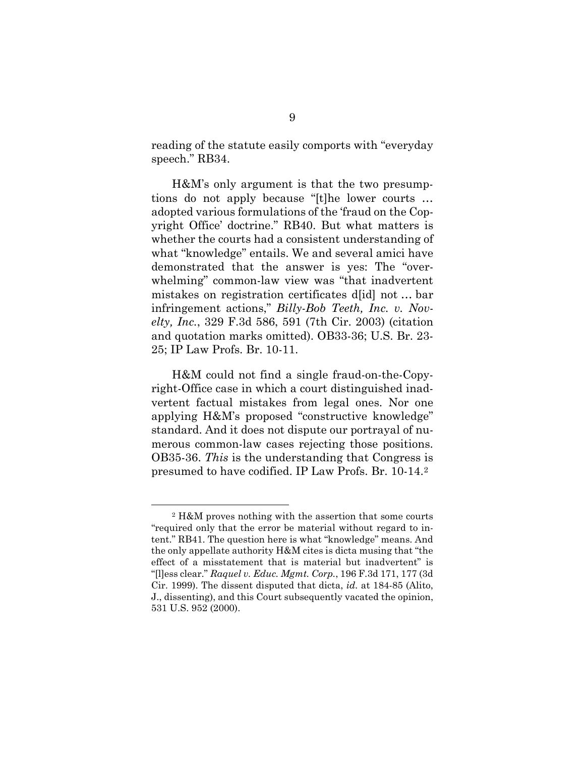reading of the statute easily comports with "everyday speech." RB34.

H&M's only argument is that the two presumptions do not apply because "[t]he lower courts … adopted various formulations of the 'fraud on the Copyright Office' doctrine." RB40. But what matters is whether the courts had a consistent understanding of what "knowledge" entails. We and several amici have demonstrated that the answer is yes: The "overwhelming" common-law view was "that inadvertent mistakes on registration certificates d[id] not … bar infringement actions," *Billy-Bob Teeth, Inc. v. Novelty, Inc.*, 329 F.3d 586, 591 (7th Cir. 2003) (citation and quotation marks omitted). OB33-36; U.S. Br. 23-25; IP Law Profs. Br. 10-11.

H&M could not find a single fraud-on-the-Copyright-Office case in which a court distinguished inadvertent factual mistakes from legal ones. Nor one applying H&M's proposed "constructive knowledge" standard. And it does not dispute our portrayal of numerous common-law cases rejecting those positions. OB35-36. *This* is the understanding that Congress is presumed to have codified. IP Law Profs. Br. 10-14.[2]

---

[2] H&M proves nothing with the assertion that some courts "required only that the error be material without regard to intent." RB41. The question here is what "knowledge" means. And the only appellate authority H&M cites is dicta musing that "the effect of a misstatement that is material but inadvertent" is "[l]ess clear." *Raquel v. Educ. Mgmt. Corp.*, 196 F.3d 171, 177 (3d Cir. 1999). The dissent disputed that dicta, *id.* at 184-85 (Alito, J., dissenting), and this Court subsequently vacated the opinion, 531 U.S. 952 (2000).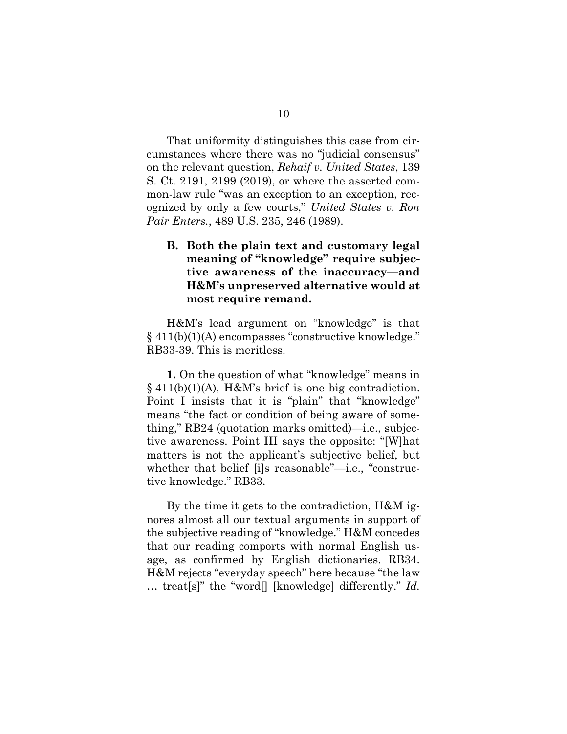That uniformity distinguishes this case from circumstances where there was no "judicial consensus" on the relevant question, *Rehaif v. United States*, 139 S. Ct. 2191, 2199 (2019), or where the asserted common-law rule "was an exception to an exception, recognized by only a few courts," *United States v. Ron Pair Enters.*, 489 U.S. 235, 246 (1989).

### B. Both the plain text and customary legal meaning of "knowledge" require subjective awareness of the inaccuracy—and H&M's unpreserved alternative would at most require remand.

H&M's lead argument on "knowledge" is that § 411(b)(1)(A) encompasses "constructive knowledge." RB33-39. This is meritless.

**1.** On the question of what "knowledge" means in § 411(b)(1)(A), H&M's brief is one big contradiction. Point I insists that it is "plain" that "knowledge" means "the fact or condition of being aware of something," RB24 (quotation marks omitted)—i.e., subjective awareness. Point III says the opposite: "[W]hat matters is not the applicant's subjective belief, but whether that belief [i]s reasonable"—i.e., "constructive knowledge." RB33.

By the time it gets to the contradiction, H&M ignores almost all our textual arguments in support of the subjective reading of "knowledge." H&M concedes that our reading comports with normal English usage, as confirmed by English dictionaries. RB34. H&M rejects "everyday speech" here because "the law … treat[s]" the "word[] [knowledge] differently." *Id.*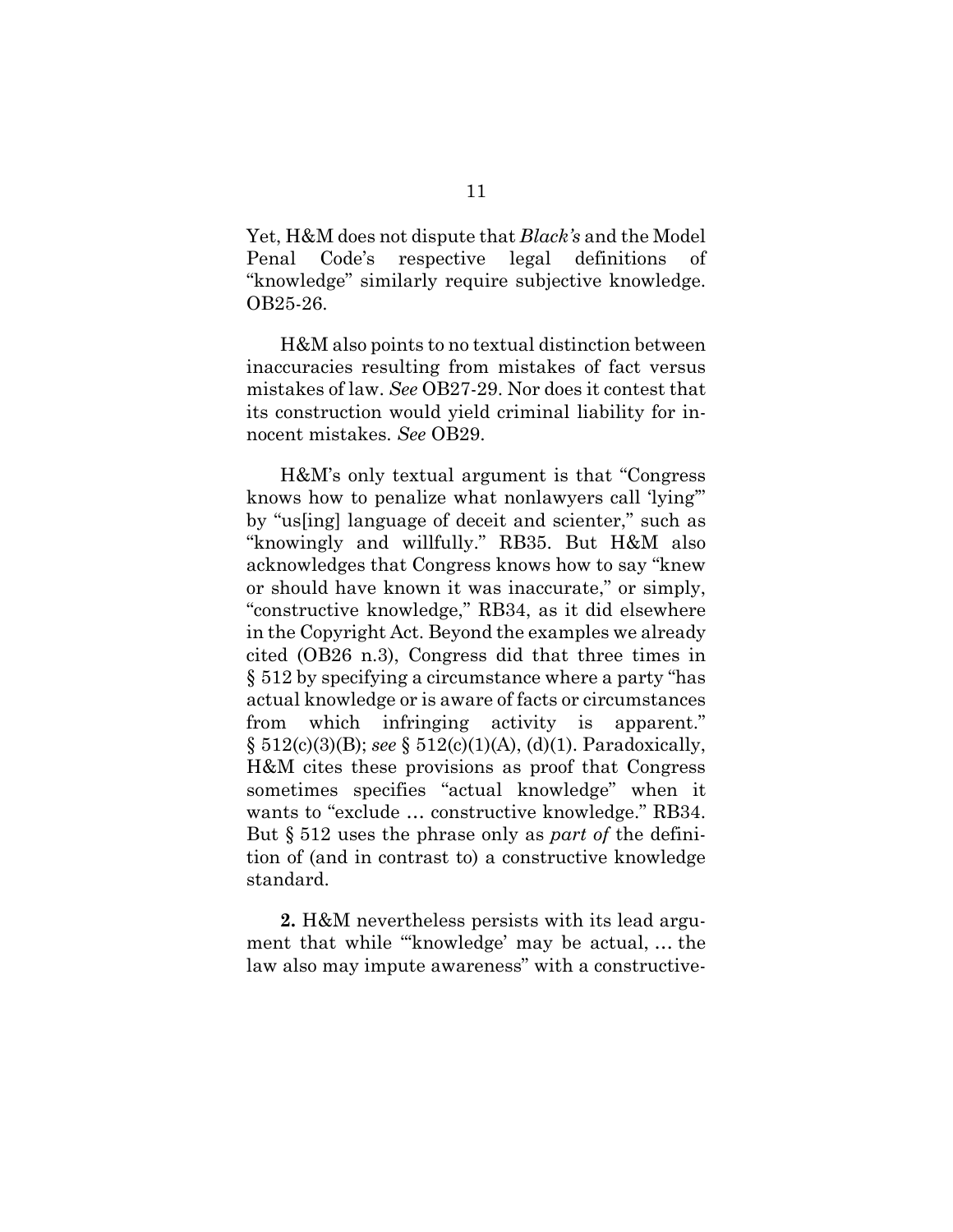Yet, H&M does not dispute that *Black's* and the Model Penal Code's respective legal definitions of "knowledge" similarly require subjective knowledge. OB25-26.

H&M also points to no textual distinction between inaccuracies resulting from mistakes of fact versus mistakes of law. *See* OB27-29. Nor does it contest that its construction would yield criminal liability for innocent mistakes. *See* OB29.

H&M's only textual argument is that "Congress knows how to penalize what nonlawyers call 'lying'" by "us[ing] language of deceit and scienter," such as "knowingly and willfully." RB35. But H&M also acknowledges that Congress knows how to say "knew or should have known it was inaccurate," or simply, "constructive knowledge," RB34, as it did elsewhere in the Copyright Act. Beyond the examples we already cited (OB26 n.3), Congress did that three times in § 512 by specifying a circumstance where a party "has actual knowledge or is aware of facts or circumstances from which infringing activity is apparent." § 512(c)(3)(B); *see* § 512(c)(1)(A), (d)(1). Paradoxically, H&M cites these provisions as proof that Congress sometimes specifies "actual knowledge" when it wants to "exclude … constructive knowledge." RB34. But § 512 uses the phrase only as *part of* the definition of (and in contrast to) a constructive knowledge standard.

**2.** H&M nevertheless persists with its lead argument that while "'knowledge' may be actual, … the law also may impute awareness" with a constructive-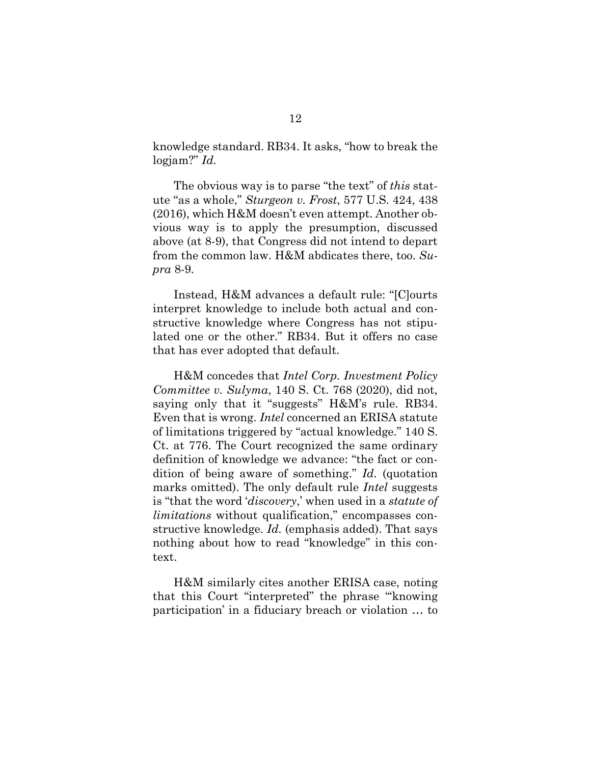knowledge standard. RB34. It asks, "how to break the logjam?" *Id.*

The obvious way is to parse "the text" of *this* statute "as a whole," *Sturgeon v. Frost*, 577 U.S. 424, 438 (2016), which H&M doesn't even attempt. Another obvious way is to apply the presumption, discussed above (at 8-9), that Congress did not intend to depart from the common law. H&M abdicates there, too. *Supra* 8-9.

Instead, H&M advances a default rule: "[C]ourts interpret knowledge to include both actual and constructive knowledge where Congress has not stipulated one or the other." RB34. But it offers no case that has ever adopted that default.

H&M concedes that *Intel Corp. Investment Policy Committee v. Sulyma*, 140 S. Ct. 768 (2020), did not, saying only that it "suggests" H&M's rule. RB34. Even that is wrong. *Intel* concerned an ERISA statute of limitations triggered by "actual knowledge." 140 S. Ct. at 776. The Court recognized the same ordinary definition of knowledge we advance: "the fact or condition of being aware of something." *Id.* (quotation marks omitted). The only default rule *Intel* suggests is "that the word '*discovery*,' when used in a *statute of limitations* without qualification," encompasses constructive knowledge. *Id.* (emphasis added). That says nothing about how to read "knowledge" in this context.

H&M similarly cites another ERISA case, noting that this Court "interpreted" the phrase "'knowing participation' in a fiduciary breach or violation … to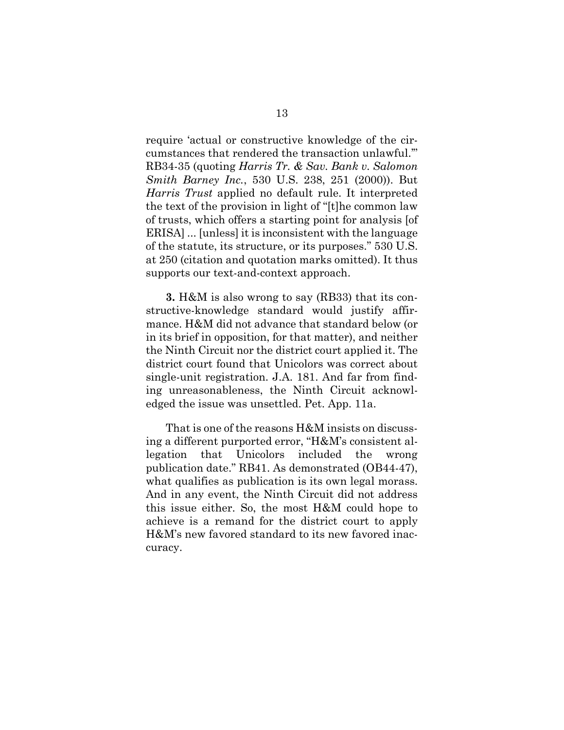require 'actual or constructive knowledge of the circumstances that rendered the transaction unlawful.'" RB34-35 (quoting *Harris Tr. & Sav. Bank v. Salomon Smith Barney Inc.*, 530 U.S. 238, 251 (2000)). But *Harris Trust* applied no default rule. It interpreted the text of the provision in light of "[t]he common law of trusts, which offers a starting point for analysis [of ERISA] ... [unless] it is inconsistent with the language of the statute, its structure, or its purposes." 530 U.S. at 250 (citation and quotation marks omitted). It thus supports our text-and-context approach.

**3.** H&M is also wrong to say (RB33) that its constructive-knowledge standard would justify affirmance. H&M did not advance that standard below (or in its brief in opposition, for that matter), and neither the Ninth Circuit nor the district court applied it. The district court found that Unicolors was correct about single-unit registration. J.A. 181. And far from finding unreasonableness, the Ninth Circuit acknowledged the issue was unsettled. Pet. App. 11a.

That is one of the reasons H&M insists on discussing a different purported error, "H&M's consistent allegation that Unicolors included the wrong publication date." RB41. As demonstrated (OB44-47), what qualifies as publication is its own legal morass. And in any event, the Ninth Circuit did not address this issue either. So, the most H&M could hope to achieve is a remand for the district court to apply H&M's new favored standard to its new favored inaccuracy.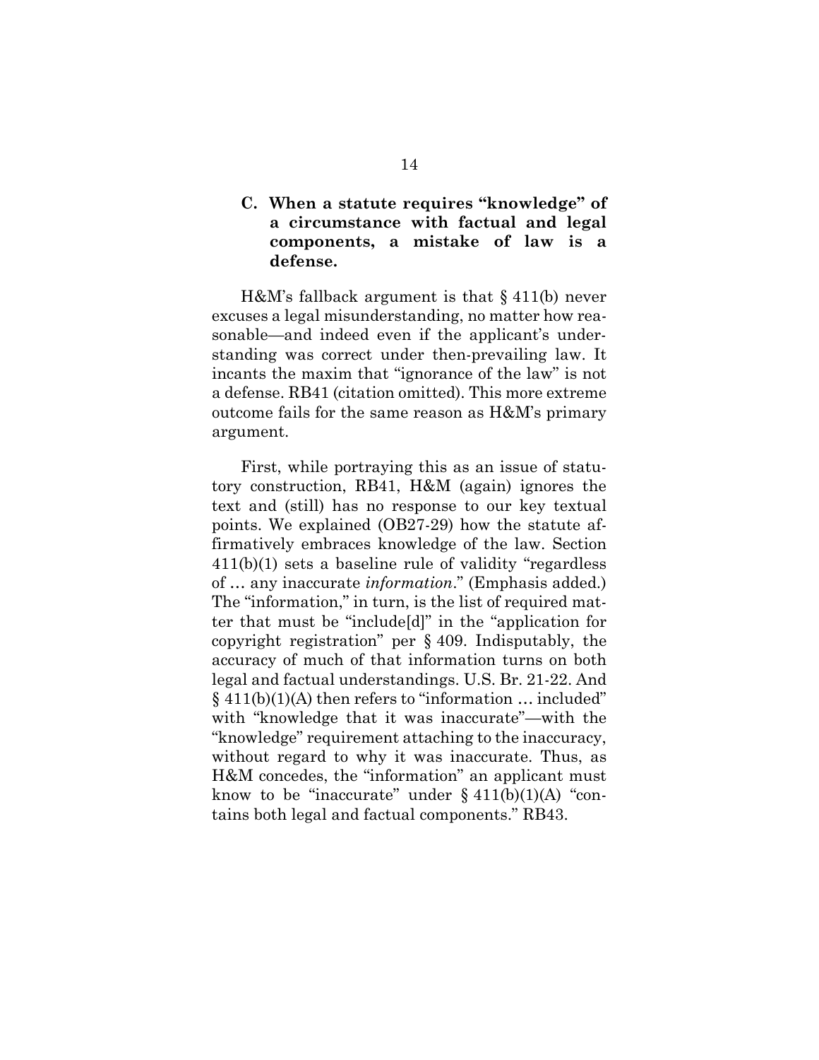### C. When a statute requires "knowledge" of a circumstance with factual and legal components, a mistake of law is a defense.

H&M's fallback argument is that § 411(b) never excuses a legal misunderstanding, no matter how reasonable—and indeed even if the applicant's understanding was correct under then-prevailing law. It incants the maxim that "ignorance of the law" is not a defense. RB41 (citation omitted). This more extreme outcome fails for the same reason as H&M's primary argument.

First, while portraying this as an issue of statutory construction, RB41, H&M (again) ignores the text and (still) has no response to our key textual points. We explained (OB27-29) how the statute affirmatively embraces knowledge of the law. Section 411(b)(1) sets a baseline rule of validity "regardless of … any inaccurate *information*." (Emphasis added.) The "information," in turn, is the list of required matter that must be "include[d]" in the "application for copyright registration" per § 409. Indisputably, the accuracy of much of that information turns on both legal and factual understandings. U.S. Br. 21-22. And § 411(b)(1)(A) then refers to "information … included" with "knowledge that it was inaccurate"—with the "knowledge" requirement attaching to the inaccuracy, without regard to why it was inaccurate. Thus, as H&M concedes, the "information" an applicant must know to be "inaccurate" under § 411(b)(1)(A) "contains both legal and factual components." RB43.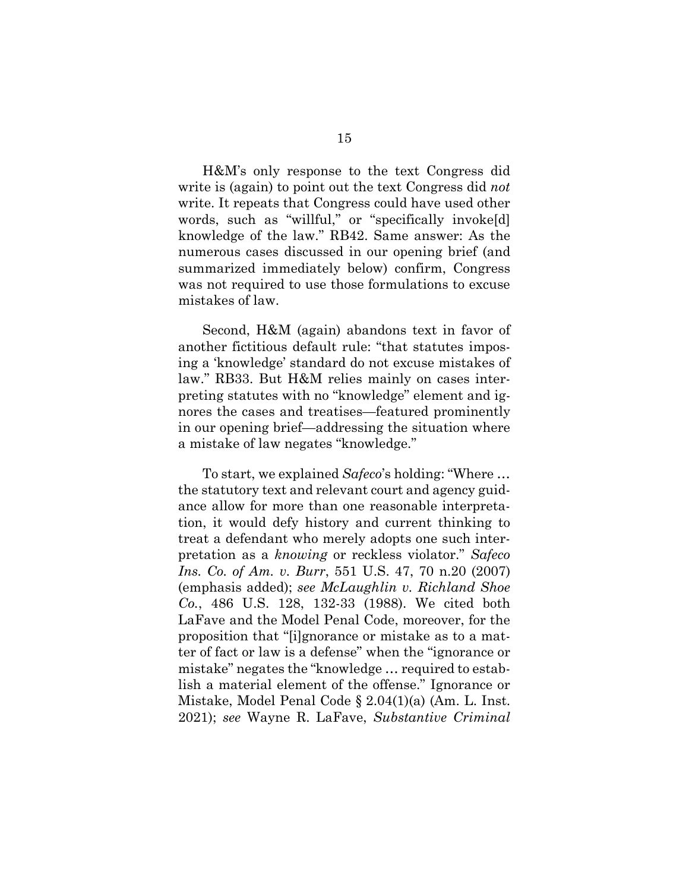H&M's only response to the text Congress did write is (again) to point out the text Congress did *not* write. It repeats that Congress could have used other words, such as "willful," or "specifically invoke[d] knowledge of the law." RB42. Same answer: As the numerous cases discussed in our opening brief (and summarized immediately below) confirm, Congress was not required to use those formulations to excuse mistakes of law.

Second, H&M (again) abandons text in favor of another fictitious default rule: "that statutes imposing a 'knowledge' standard do not excuse mistakes of law." RB33. But H&M relies mainly on cases interpreting statutes with no "knowledge" element and ignores the cases and treatises—featured prominently in our opening brief—addressing the situation where a mistake of law negates "knowledge."

To start, we explained *Safeco*'s holding: "Where … the statutory text and relevant court and agency guidance allow for more than one reasonable interpretation, it would defy history and current thinking to treat a defendant who merely adopts one such interpretation as a *knowing* or reckless violator." *Safeco Ins. Co. of Am. v. Burr*, 551 U.S. 47, 70 n.20 (2007) (emphasis added); *see McLaughlin v. Richland Shoe Co.*, 486 U.S. 128, 132-33 (1988). We cited both LaFave and the Model Penal Code, moreover, for the proposition that "[i]gnorance or mistake as to a matter of fact or law is a defense" when the "ignorance or mistake" negates the "knowledge … required to establish a material element of the offense." Ignorance or Mistake, Model Penal Code § 2.04(1)(a) (Am. L. Inst. 2021); *see* Wayne R. LaFave, *Substantive Criminal*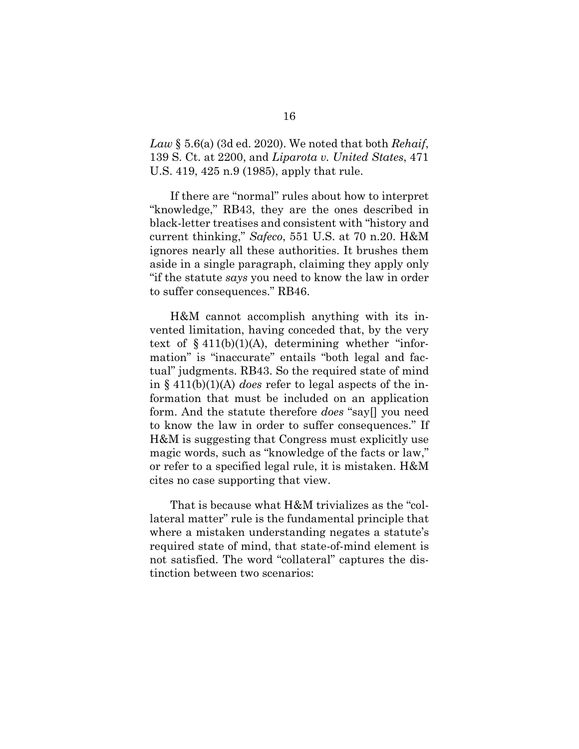*Law* § 5.6(a) (3d ed. 2020). We noted that both *Rehaif*, 139 S. Ct. at 2200, and *Liparota v. United States*, 471 U.S. 419, 425 n.9 (1985), apply that rule.

If there are "normal" rules about how to interpret "knowledge," RB43, they are the ones described in black-letter treatises and consistent with "history and current thinking," *Safeco*, 551 U.S. at 70 n.20. H&M ignores nearly all these authorities. It brushes them aside in a single paragraph, claiming they apply only "if the statute *says* you need to know the law in order to suffer consequences." RB46.

H&M cannot accomplish anything with its invented limitation, having conceded that, by the very text of § 411(b)(1)(A), determining whether "information" is "inaccurate" entails "both legal and factual" judgments. RB43. So the required state of mind in § 411(b)(1)(A) *does* refer to legal aspects of the information that must be included on an application form. And the statute therefore *does* "say[] you need to know the law in order to suffer consequences." If H&M is suggesting that Congress must explicitly use magic words, such as "knowledge of the facts or law," or refer to a specified legal rule, it is mistaken. H&M cites no case supporting that view.

That is because what H&M trivializes as the "collateral matter" rule is the fundamental principle that where a mistaken understanding negates a statute's required state of mind, that state-of-mind element is not satisfied. The word "collateral" captures the distinction between two scenarios: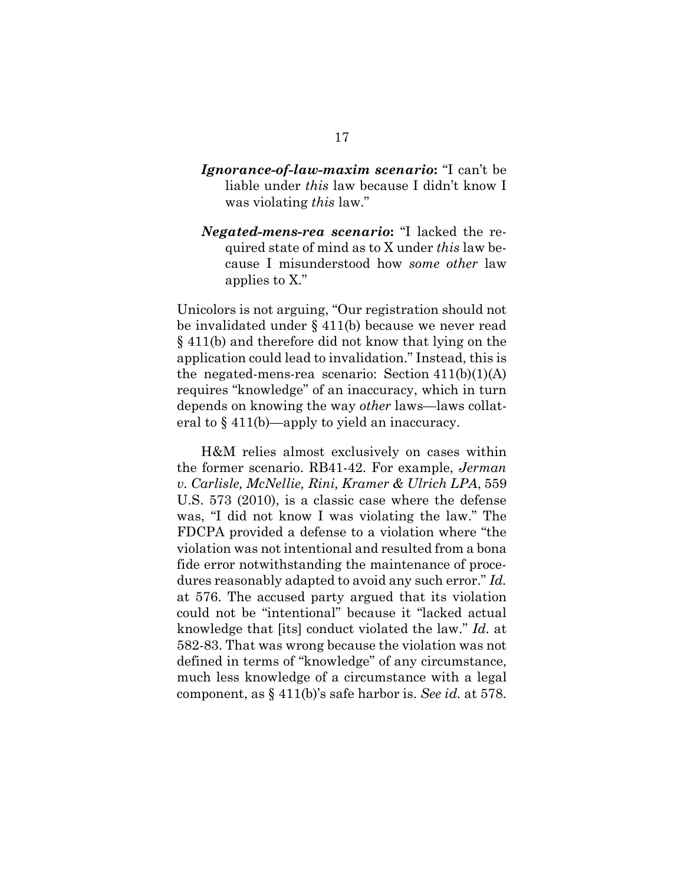- ***Ignorance-of-law-maxim scenario*:** "I can't be liable under *this* law because I didn't know I was violating *this* law."

- ***Negated-mens-rea scenario*:** "I lacked the required state of mind as to X under *this* law because I misunderstood how *some other* law applies to X."

Unicolors is not arguing, "Our registration should not be invalidated under § 411(b) because we never read § 411(b) and therefore did not know that lying on the application could lead to invalidation." Instead, this is the negated-mens-rea scenario: Section 411(b)(1)(A) requires "knowledge" of an inaccuracy, which in turn depends on knowing the way *other* laws—laws collateral to § 411(b)—apply to yield an inaccuracy.

H&M relies almost exclusively on cases within the former scenario. RB41-42. For example, *Jerman v. Carlisle, McNellie, Rini, Kramer & Ulrich LPA*, 559 U.S. 573 (2010), is a classic case where the defense was, "I did not know I was violating the law." The FDCPA provided a defense to a violation where "the violation was not intentional and resulted from a bona fide error notwithstanding the maintenance of procedures reasonably adapted to avoid any such error." *Id.* at 576. The accused party argued that its violation could not be "intentional" because it "lacked actual knowledge that [its] conduct violated the law." *Id.* at 582-83. That was wrong because the violation was not defined in terms of "knowledge" of any circumstance, much less knowledge of a circumstance with a legal component, as § 411(b)'s safe harbor is. *See id.* at 578.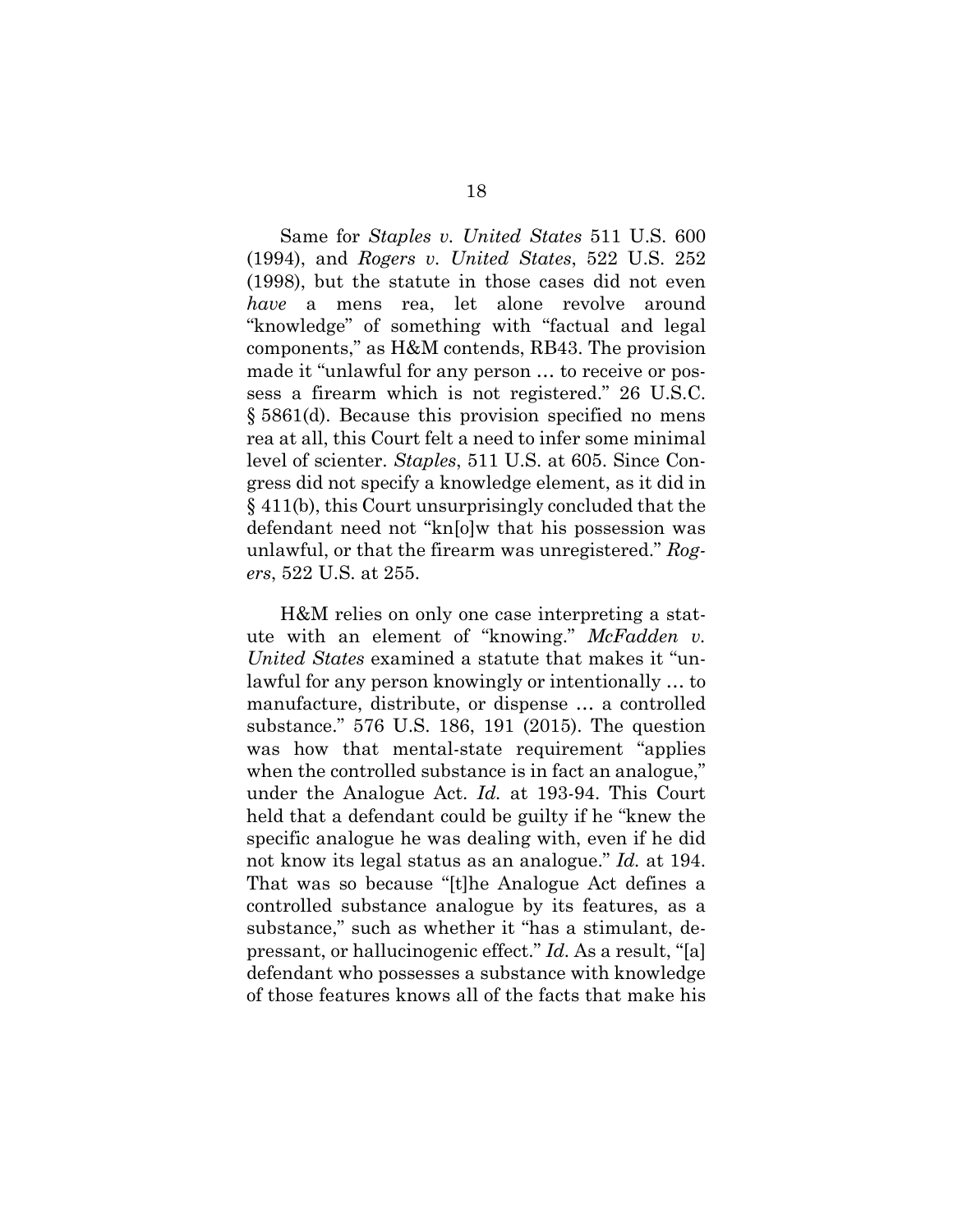Same for *Staples v. United States* 511 U.S. 600 (1994), and *Rogers v. United States*, 522 U.S. 252 (1998), but the statute in those cases did not even *have* a mens rea, let alone revolve around "knowledge" of something with "factual and legal components," as H&M contends, RB43. The provision made it "unlawful for any person … to receive or possess a firearm which is not registered." 26 U.S.C. § 5861(d). Because this provision specified no mens rea at all, this Court felt a need to infer some minimal level of scienter. *Staples*, 511 U.S. at 605. Since Congress did not specify a knowledge element, as it did in § 411(b), this Court unsurprisingly concluded that the defendant need not "kn[o]w that his possession was unlawful, or that the firearm was unregistered." *Rogers*, 522 U.S. at 255.

H&M relies on only one case interpreting a statute with an element of "knowing." *McFadden v. United States* examined a statute that makes it "unlawful for any person knowingly or intentionally … to manufacture, distribute, or dispense … a controlled substance." 576 U.S. 186, 191 (2015). The question was how that mental-state requirement "applies when the controlled substance is in fact an analogue," under the Analogue Act. *Id.* at 193-94. This Court held that a defendant could be guilty if he "knew the specific analogue he was dealing with, even if he did not know its legal status as an analogue." *Id.* at 194. That was so because "[t]he Analogue Act defines a controlled substance analogue by its features, as a substance," such as whether it "has a stimulant, depressant, or hallucinogenic effect." *Id.* As a result, "[a] defendant who possesses a substance with knowledge of those features knows all of the facts that make his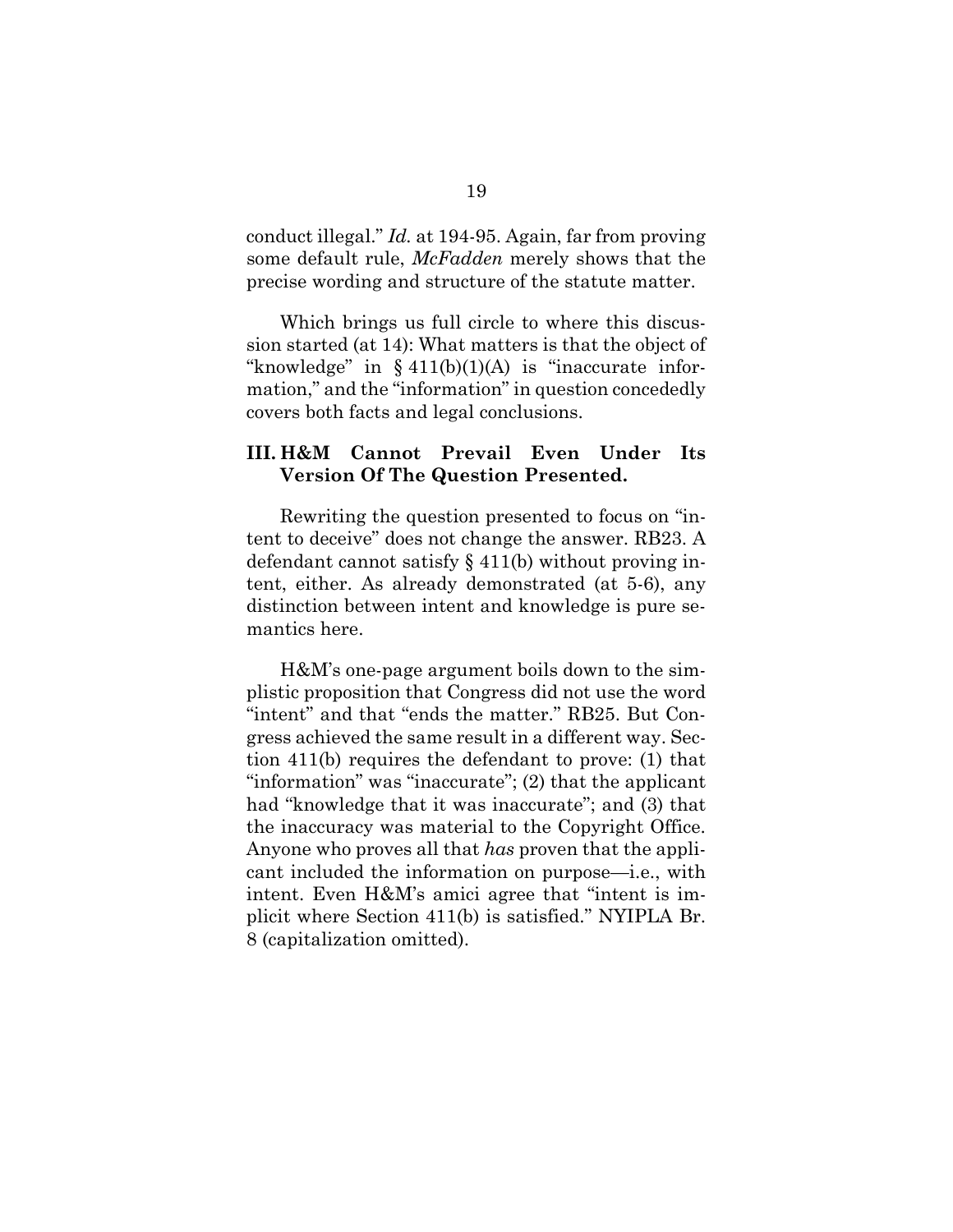conduct illegal." *Id.* at 194-95. Again, far from proving some default rule, *McFadden* merely shows that the precise wording and structure of the statute matter.

Which brings us full circle to where this discussion started (at 14): What matters is that the object of "knowledge" in § 411(b)(1)(A) is "inaccurate information," and the "information" in question concededly covers both facts and legal conclusions.

### III. H&M Cannot Prevail Even Under Its Version Of The Question Presented.

Rewriting the question presented to focus on "intent to deceive" does not change the answer. RB23. A defendant cannot satisfy § 411(b) without proving intent, either. As already demonstrated (at 5-6), any distinction between intent and knowledge is pure semantics here.

H&M's one-page argument boils down to the simplistic proposition that Congress did not use the word "intent" and that "ends the matter." RB25. But Congress achieved the same result in a different way. Section 411(b) requires the defendant to prove: (1) that "information" was "inaccurate"; (2) that the applicant had "knowledge that it was inaccurate"; and (3) that the inaccuracy was material to the Copyright Office. Anyone who proves all that *has* proven that the applicant included the information on purpose—i.e., with intent. Even H&M's amici agree that "intent is implicit where Section 411(b) is satisfied." NYIPLA Br. 8 (capitalization omitted).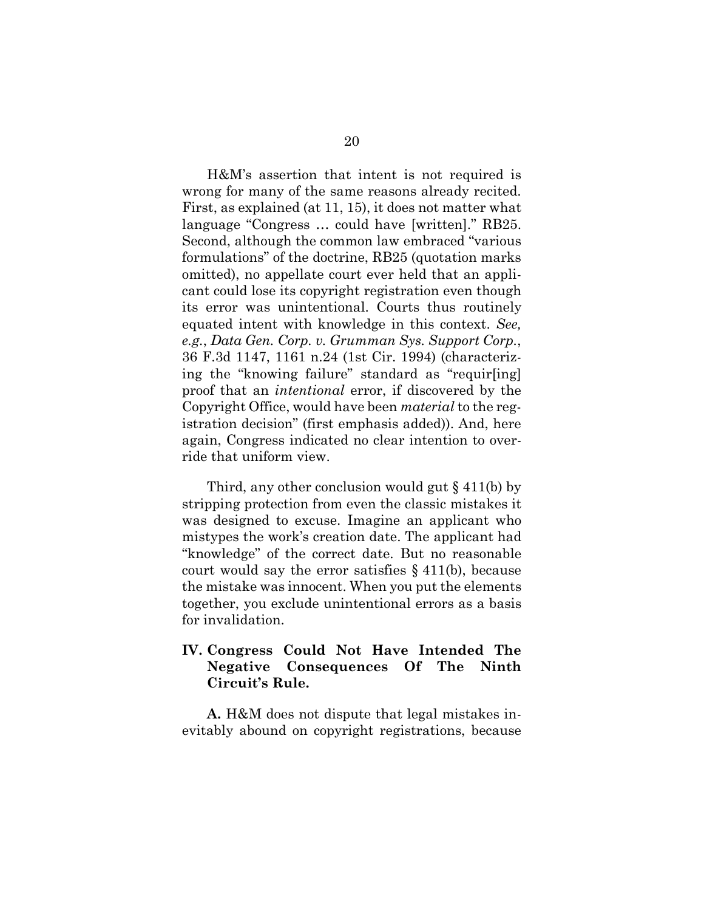H&M's assertion that intent is not required is wrong for many of the same reasons already recited. First, as explained (at 11, 15), it does not matter what language "Congress … could have [written]." RB25. Second, although the common law embraced "various formulations" of the doctrine, RB25 (quotation marks omitted), no appellate court ever held that an applicant could lose its copyright registration even though its error was unintentional. Courts thus routinely equated intent with knowledge in this context. *See, e.g.*, *Data Gen. Corp. v. Grumman Sys. Support Corp.*, 36 F.3d 1147, 1161 n.24 (1st Cir. 1994) (characterizing the "knowing failure" standard as "requir[ing] proof that an *intentional* error, if discovered by the Copyright Office, would have been *material* to the registration decision" (first emphasis added)). And, here again, Congress indicated no clear intention to override that uniform view.

Third, any other conclusion would gut § 411(b) by stripping protection from even the classic mistakes it was designed to excuse. Imagine an applicant who mistypes the work's creation date. The applicant had "knowledge" of the correct date. But no reasonable court would say the error satisfies § 411(b), because the mistake was innocent. When you put the elements together, you exclude unintentional errors as a basis for invalidation.

## IV. Congress Could Not Have Intended The Negative Consequences Of The Ninth Circuit's Rule.

**A.** H&M does not dispute that legal mistakes inevitably abound on copyright registrations, because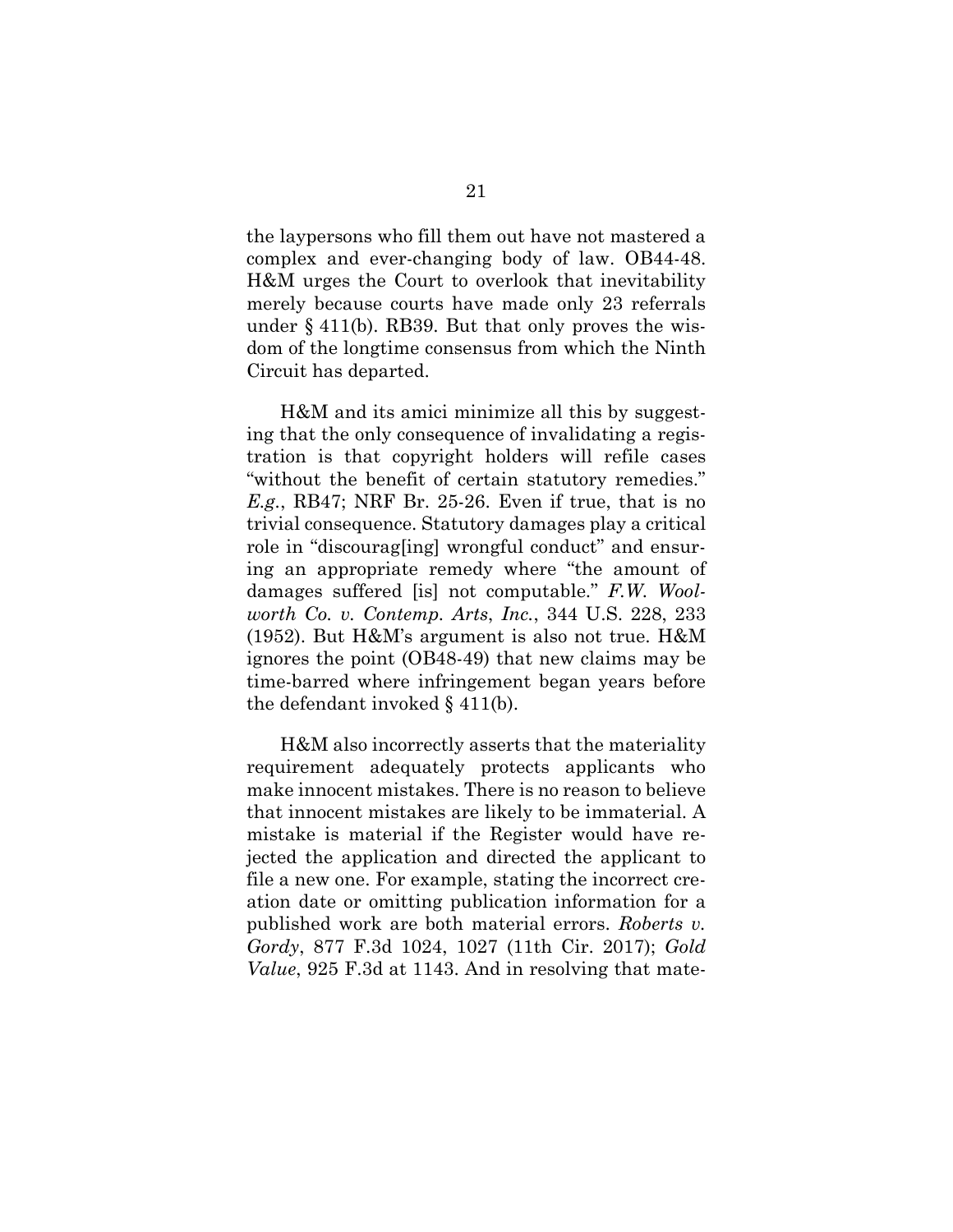the laypersons who fill them out have not mastered a complex and ever-changing body of law. OB44-48. H&M urges the Court to overlook that inevitability merely because courts have made only 23 referrals under § 411(b). RB39. But that only proves the wisdom of the longtime consensus from which the Ninth Circuit has departed.

H&M and its amici minimize all this by suggesting that the only consequence of invalidating a registration is that copyright holders will refile cases "without the benefit of certain statutory remedies." *E.g.*, RB47; NRF Br. 25-26. Even if true, that is no trivial consequence. Statutory damages play a critical role in "discourag[ing] wrongful conduct" and ensuring an appropriate remedy where "the amount of damages suffered [is] not computable." *F.W. Woolworth Co. v. Contemp. Arts, Inc.*, 344 U.S. 228, 233 (1952). But H&M's argument is also not true. H&M ignores the point (OB48-49) that new claims may be time-barred where infringement began years before the defendant invoked § 411(b).

H&M also incorrectly asserts that the materiality requirement adequately protects applicants who make innocent mistakes. There is no reason to believe that innocent mistakes are likely to be immaterial. A mistake is material if the Register would have rejected the application and directed the applicant to file a new one. For example, stating the incorrect creation date or omitting publication information for a published work are both material errors. *Roberts v. Gordy*, 877 F.3d 1024, 1027 (11th Cir. 2017); *Gold Value*, 925 F.3d at 1143. And in resolving that mate-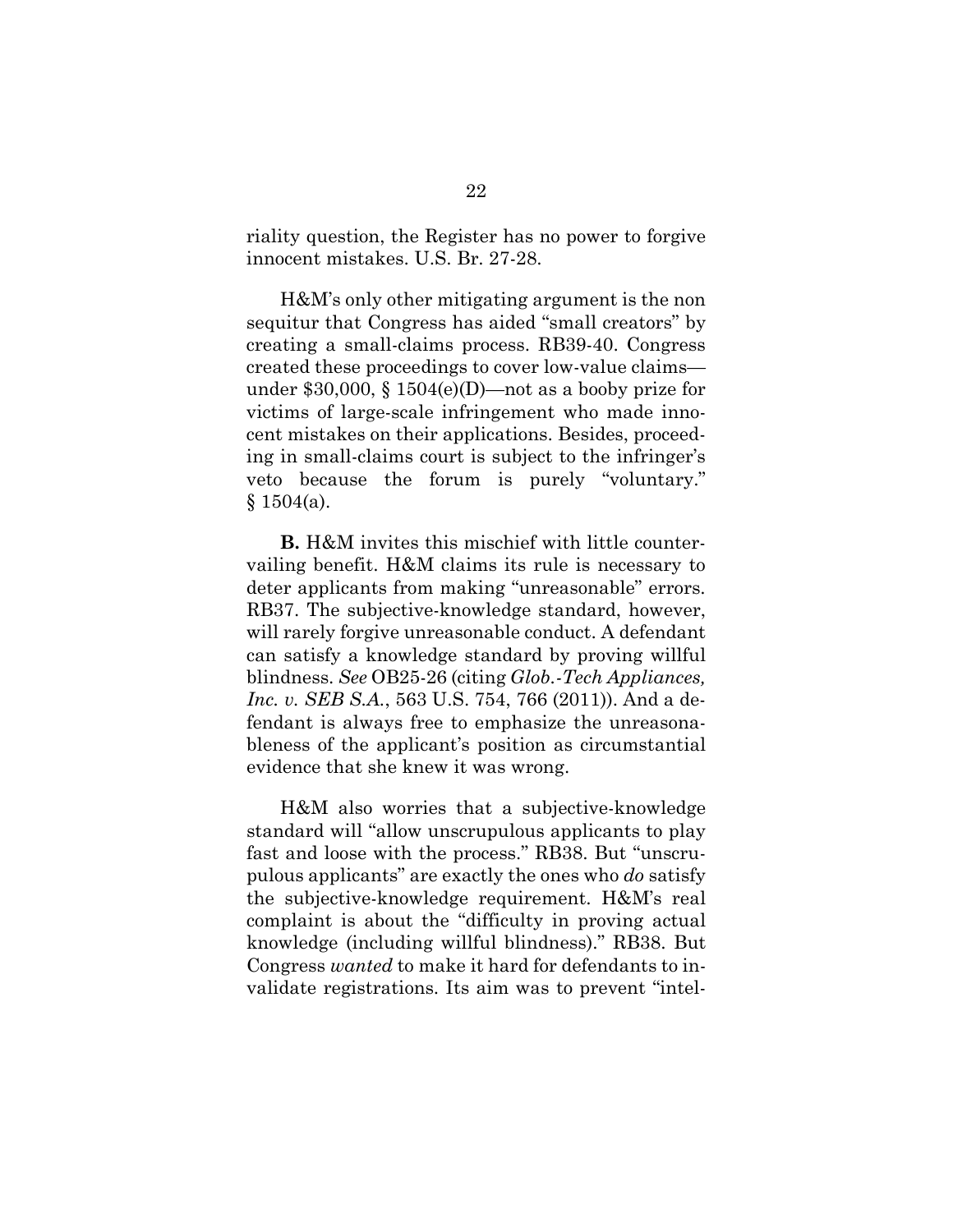riality question, the Register has no power to forgive innocent mistakes. U.S. Br. 27-28.

H&M's only other mitigating argument is the non sequitur that Congress has aided "small creators" by creating a small-claims process. RB39-40. Congress created these proceedings to cover low-value claims—under $30,000, § 1504(e)(D)—not as a booby prize for victims of large-scale infringement who made innocent mistakes on their applications. Besides, proceeding in small-claims court is subject to the infringer's veto because the forum is purely "voluntary." § 1504(a).

**B.** H&M invites this mischief with little countervailing benefit. H&M claims its rule is necessary to deter applicants from making "unreasonable" errors. RB37. The subjective-knowledge standard, however, will rarely forgive unreasonable conduct. A defendant can satisfy a knowledge standard by proving willful blindness. *See* OB25-26 (citing *Glob.-Tech Appliances, Inc. v. SEB S.A.*, 563 U.S. 754, 766 (2011)). And a defendant is always free to emphasize the unreasonableness of the applicant's position as circumstantial evidence that she knew it was wrong.

H&M also worries that a subjective-knowledge standard will "allow unscrupulous applicants to play fast and loose with the process." RB38. But "unscrupulous applicants" are exactly the ones who *do* satisfy the subjective-knowledge requirement. H&M's real complaint is about the "difficulty in proving actual knowledge (including willful blindness)." RB38. But Congress *wanted* to make it hard for defendants to invalidate registrations. Its aim was to prevent "intel-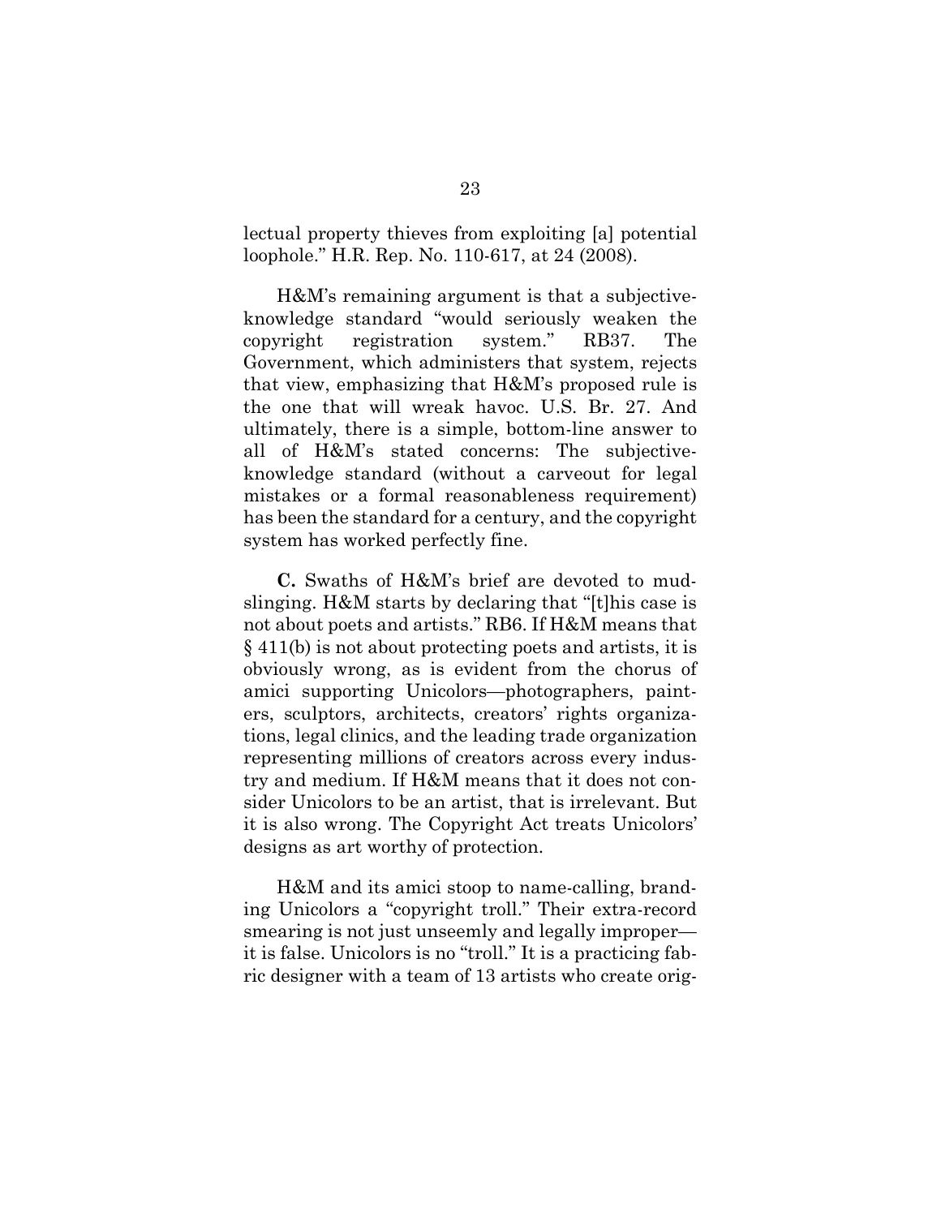lectual property thieves from exploiting [a] potential loophole." H.R. Rep. No. 110-617, at 24 (2008).

H&M's remaining argument is that a subjective-knowledge standard "would seriously weaken the copyright registration system." RB37. The Government, which administers that system, rejects that view, emphasizing that H&M's proposed rule is the one that will wreak havoc. U.S. Br. 27. And ultimately, there is a simple, bottom-line answer to all of H&M's stated concerns: The subjective-knowledge standard (without a carveout for legal mistakes or a formal reasonableness requirement) has been the standard for a century, and the copyright system has worked perfectly fine.

**C.** Swaths of H&M's brief are devoted to mud-slinging. H&M starts by declaring that "[t]his case is not about poets and artists." RB6. If H&M means that § 411(b) is not about protecting poets and artists, it is obviously wrong, as is evident from the chorus of amici supporting Unicolors—photographers, painters, sculptors, architects, creators' rights organizations, legal clinics, and the leading trade organization representing millions of creators across every industry and medium. If H&M means that it does not consider Unicolors to be an artist, that is irrelevant. But it is also wrong. The Copyright Act treats Unicolors' designs as art worthy of protection.

H&M and its amici stoop to name-calling, branding Unicolors a "copyright troll." Their extra-record smearing is not just unseemly and legally improper—it is false. Unicolors is no "troll." It is a practicing fabric designer with a team of 13 artists who create orig-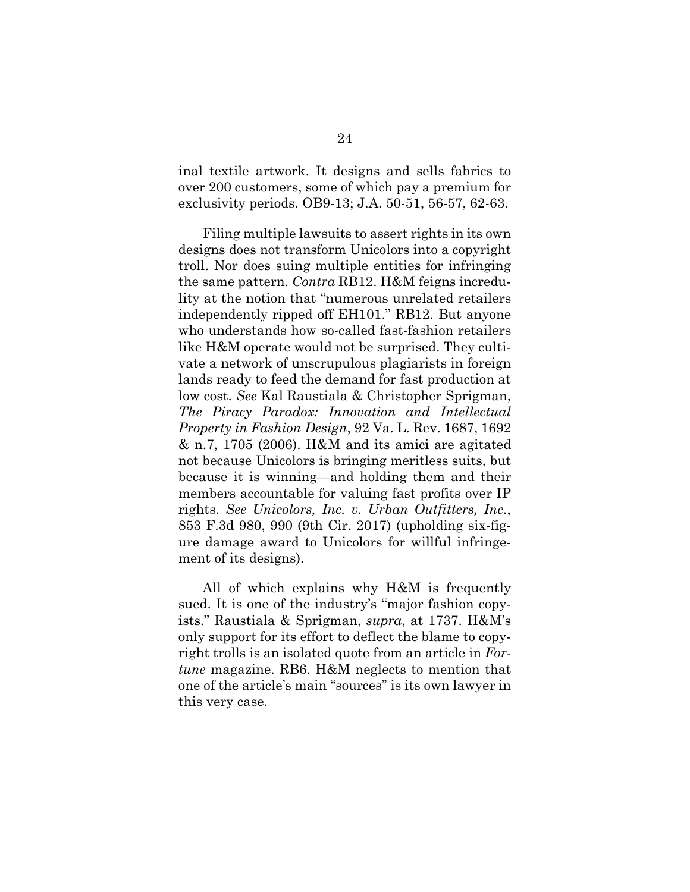inal textile artwork. It designs and sells fabrics to over 200 customers, some of which pay a premium for exclusivity periods. OB9-13; J.A. 50-51, 56-57, 62-63.

Filing multiple lawsuits to assert rights in its own designs does not transform Unicolors into a copyright troll. Nor does suing multiple entities for infringing the same pattern. *Contra* RB12. H&M feigns incredulity at the notion that "numerous unrelated retailers independently ripped off EH101." RB12. But anyone who understands how so-called fast-fashion retailers like H&M operate would not be surprised. They cultivate a network of unscrupulous plagiarists in foreign lands ready to feed the demand for fast production at low cost. *See* Kal Raustiala & Christopher Sprigman, *The Piracy Paradox: Innovation and Intellectual Property in Fashion Design*, 92 Va. L. Rev. 1687, 1692 & n.7, 1705 (2006). H&M and its amici are agitated not because Unicolors is bringing meritless suits, but because it is winning—and holding them and their members accountable for valuing fast profits over IP rights. *See Unicolors, Inc. v. Urban Outfitters, Inc.*, 853 F.3d 980, 990 (9th Cir. 2017) (upholding six-figure damage award to Unicolors for willful infringement of its designs).

All of which explains why H&M is frequently sued. It is one of the industry's "major fashion copyists." Raustiala & Sprigman, *supra*, at 1737. H&M's only support for its effort to deflect the blame to copyright trolls is an isolated quote from an article in *Fortune* magazine. RB6. H&M neglects to mention that one of the article's main "sources" is its own lawyer in this very case.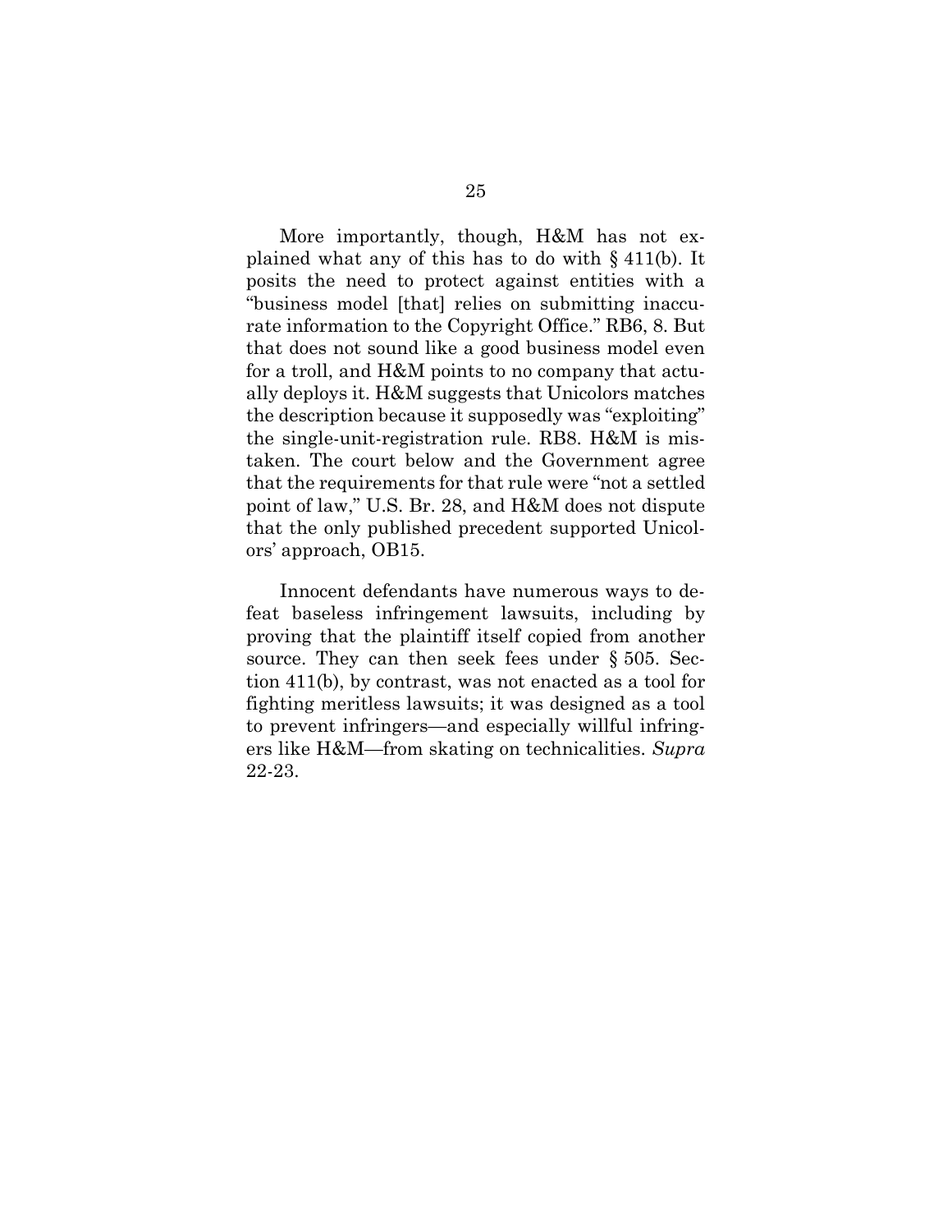More importantly, though, H&M has not explained what any of this has to do with § 411(b). It posits the need to protect against entities with a "business model [that] relies on submitting inaccurate information to the Copyright Office." RB6, 8. But that does not sound like a good business model even for a troll, and H&M points to no company that actually deploys it. H&M suggests that Unicolors matches the description because it supposedly was "exploiting" the single-unit-registration rule. RB8. H&M is mistaken. The court below and the Government agree that the requirements for that rule were "not a settled point of law," U.S. Br. 28, and H&M does not dispute that the only published precedent supported Unicolors' approach, OB15.

Innocent defendants have numerous ways to defeat baseless infringement lawsuits, including by proving that the plaintiff itself copied from another source. They can then seek fees under § 505. Section 411(b), by contrast, was not enacted as a tool for fighting meritless lawsuits; it was designed as a tool to prevent infringers—and especially willful infringers like H&M—from skating on technicalities. *Supra* 22-23.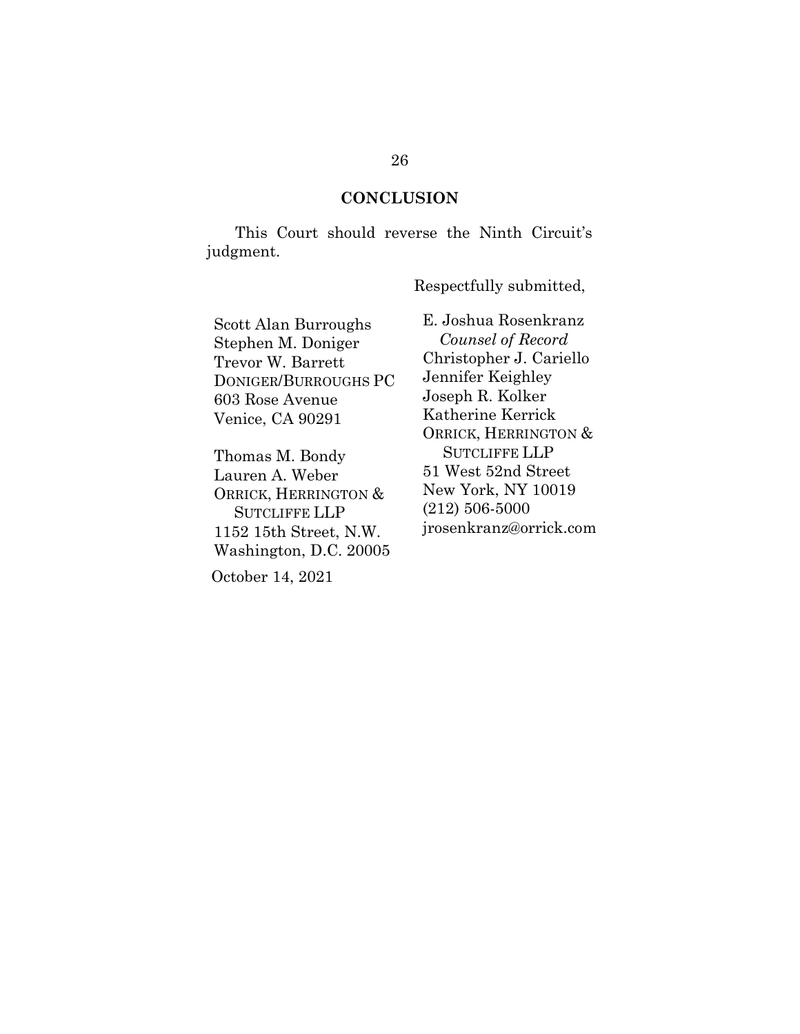## CONCLUSION

This Court should reverse the Ninth Circuit's judgment.

Respectfully submitted,

E. Joshua Rosenkranz
*Counsel of Record*
Christopher J. Cariello
Jennifer Keighley
Joseph R. Kolker
Katherine Kerrick
ORRICK, HERRINGTON & SUTCLIFFE LLP
51 West 52nd Street
New York, NY 10019
(212) 506-5000
jrosenkranz@orrick.com

Scott Alan Burroughs
Stephen M. Doniger
Trevor W. Barrett
DONIGER/BURROUGHS PC
603 Rose Avenue
Venice, CA 90291

Thomas M. Bondy
Lauren A. Weber
ORRICK, HERRINGTON & SUTCLIFFE LLP
1152 15th Street, N.W.
Washington, D.C. 20005

October 14, 2021